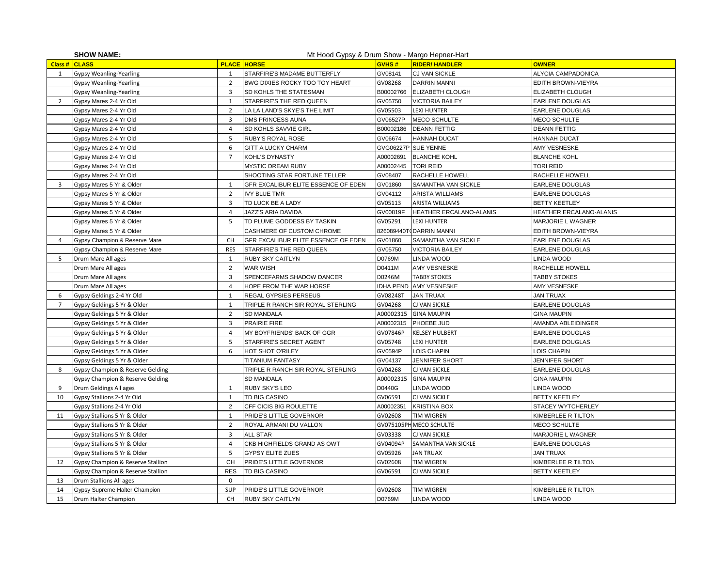**SHOW NAME:** Mt Hood Gypsy & Drum Show - Margo Hepner-Hart

| Class # | CLASS | PLACE | HORSE | GVHS # | RIDER/ HANDLER | OWNER |
|---|---|---|---|---|---|---|
| 1 | Gypsy Weanling-Yearling | 1 | STARFIRE'S MADAME BUTTERFLY | GV08141 | CJ VAN SICKLE | ALYCIA CAMPADONICA |
| | Gypsy Weanling-Yearling | 2 | BWG DIXIES ROCKY TOO TOY HEART | GV08268 | DARRIN MANNI | EDITH BROWN-VIEYRA |
| | Gypsy Weanling-Yearling | 3 | SD KOHLS THE STATESMAN | B00002766 | ELIZABETH CLOUGH | ELIZABETH CLOUGH |
| 2 | Gypsy Mares 2-4 Yr Old | 1 | STARFIRE'S THE RED QUEEN | GV05750 | VICTORIA BAILEY | EARLENE DOUGLAS |
| | Gypsy Mares 2-4 Yr Old | 2 | LA LA LAND'S SKYE'S THE LIMIT | GV05503 | LEXI HUNTER | EARLENE DOUGLAS |
| | Gypsy Mares 2-4 Yr Old | 3 | DMS PRINCESS AUNA | GV06527P | MECO SCHULTE | MECO SCHULTE |
| | Gypsy Mares 2-4 Yr Old | 4 | SD KOHLS SAVVIE GIRL | B00002186 | DEANN FETTIG | DEANN FETTIG |
| | Gypsy Mares 2-4 Yr Old | 5 | RUBY'S ROYAL ROSE | GV06674 | HANNAH DUCAT | HANNAH DUCAT |
| | Gypsy Mares 2-4 Yr Old | 6 | GITT A LUCKY CHARM | GVG06227P | SUE YENNE | AMY VESNESKE |
| | Gypsy Mares 2-4 Yr Old | 7 | KOHL'S DYNASTY | A00002691 | BLANCHE KOHL | BLANCHE KOHL |
| | Gypsy Mares 2-4 Yr Old | | MYSTIC DREAM RUBY | A00002445 | TORI REID | TORI REID |
| | Gypsy Mares 2-4 Yr Old | | SHOOTING STAR FORTUNE TELLER | GV08407 | RACHELLE HOWELL | RACHELLE HOWELL |
| 3 | Gypsy Mares 5 Yr & Older | 1 | GFR EXCALIBUR ELITE ESSENCE OF EDEN | GV01860 | SAMANTHA VAN SICKLE | EARLENE DOUGLAS |
| | Gypsy Mares 5 Yr & Older | 2 | IVY BLUE TMR | GV04112 | ARISTA WILLIAMS | EARLENE DOUGLAS |
| | Gypsy Mares 5 Yr & Older | 3 | TD LUCK BE A LADY | GV05113 | ARISTA WILLIAMS | BETTY KEETLEY |
| | Gypsy Mares 5 Yr & Older | 4 | JAZZ'S ARIA DAVIDA | GV00819F | HEATHER ERCALANO-ALANIS | HEATHER ERCALANO-ALANIS |
| | Gypsy Mares 5 Yr & Older | 5 | TD PLUME GODDESS BY TASKIN | GV05291 | LEXI HUNTER | MARJORIE L WAGNER |
| | Gypsy Mares 5 Yr & Older | | CASHMERE OF CUSTOM CHROME | 826089440T( | DARRIN MANNI | EDITH BROWN-VIEYRA |
| 4 | Gypsy Champion & Reserve Mare | CH | GFR EXCALIBUR ELITE ESSENCE OF EDEN | GV01860 | SAMANTHA VAN SICKLE | EARLENE DOUGLAS |
| | Gypsy Champion & Reserve Mare | RES | STARFIRE'S THE RED QUEEN | GV05750 | VICTORIA BAILEY | EARLENE DOUGLAS |
| 5 | Drum Mare All ages | 1 | RUBY SKY CAITLYN | D0769M | LINDA WOOD | LINDA WOOD |
| | Drum Mare All ages | 2 | WAR WISH | D0411M | AMY VESNESKE | RACHELLE HOWELL |
| | Drum Mare All ages | 3 | SPENCEFARMS SHADOW DANCER | D0246M | TABBY STOKES | TABBY STOKES |
| | Drum Mare All ages | 4 | HOPE FROM THE WAR HORSE | IDHA PEND | AMY VESNESKE | AMY VESNESKE |
| 6 | Gypsy Geldings 2-4 Yr Old | 1 | REGAL GYPSIES PERSEUS | GV08248T | JAN TRUAX | JAN TRUAX |
| 7 | Gypsy Geldings 5 Yr & Older | 1 | TRIPLE R RANCH SIR ROYAL STERLING | GV04268 | CJ VAN SICKLE | EARLENE DOUGLAS |
| | Gypsy Geldings 5 Yr & Older | 2 | SD MANDALA | A00002315 | GINA MAUPIN | GINA MAUPIN |
| | Gypsy Geldings 5 Yr & Older | 3 | PRAIRIE FIRE | A00002315 | PHOEBE JUD | AMANDA ABLEIDINGER |
| | Gypsy Geldings 5 Yr & Older | 4 | MY BOYFRIENDS' BACK OF GGR | GV07846P | KELSEY HULBERT | EARLENE DOUGLAS |
| | Gypsy Geldings 5 Yr & Older | 5 | STARFIRE'S SECRET AGENT | GV05748 | LEXI HUNTER | EARLENE DOUGLAS |
| | Gypsy Geldings 5 Yr & Older | 6 | HOT SHOT O'RILEY | GV0594P | LOIS CHAPIN | LOIS CHAPIN |
| | Gypsy Geldings 5 Yr & Older | | TITANIUM FANTASY | GV04137 | JENNIFER SHORT | JENNIFER SHORT |
| 8 | Gypsy Champion & Reserve Gelding | | TRIPLE R RANCH SIR ROYAL STERLING | GV04268 | CJ VAN SICKLE | EARLENE DOUGLAS |
| | Gypsy Champion & Reserve Gelding | | SD MANDALA | A00002315 | GINA MAUPIN | GINA MAUPIN |
| 9 | Drum Geldings All ages | 1 | RUBY SKY'S LEO | D0440G | LINDA WOOD | LINDA WOOD |
| 10 | Gypsy Stallions 2-4 Yr Old | 1 | TD BIG CASINO | GV06591 | CJ VAN SICKLE | BETTY KEETLEY |
| | Gypsy Stallions 2-4 Yr Old | 2 | CFF CICIS BIG ROULETTE | A00002351 | KRISTINA BOX | STACEY WYTCHERLEY |
| 11 | Gypsy Stallions 5 Yr & Older | 1 | PRIDE'S LITTLE GOVERNOR | GV02608 | TIM WIGREN | KIMBERLEE R TILTON |
| | Gypsy Stallions 5 Yr & Older | 2 | ROYAL ARMANI DU VALLON | GV075105PH | MECO SCHULTE | MECO SCHULTE |
| | Gypsy Stallions 5 Yr & Older | 3 | ALL STAR | GV03338 | CJ VAN SICKLE | MARJORIE L WAGNER |
| | Gypsy Stallions 5 Yr & Older | 4 | CKB HIGHFIELDS GRAND AS OWT | GV04094P | SAMANTHA VAN SICKLE | EARLENE DOUGLAS |
| | Gypsy Stallions 5 Yr & Older | 5 | GYPSY ELITE ZUES | GV05926 | JAN TRUAX | JAN TRUAX |
| 12 | Gypsy Champion & Reserve Stallion | CH | PRIDE'S LITTLE GOVERNOR | GV02608 | TIM WIGREN | KIMBERLEE R TILTON |
| | Gypsy Champion & Reserve Stallion | RES | TD BIG CASINO | GV06591 | CJ VAN SICKLE | BETTY KEETLEY |
| 13 | Drum Stallions All ages | 0 | | | | |
| 14 | Gypsy Supreme Halter Champion | SUP | PRIDE'S LITTLE GOVERNOR | GV02608 | TIM WIGREN | KIMBERLEE R TILTON |
| 15 | Drum Halter Champion | CH | RUBY SKY CAITLYN | D0769M | LINDA WOOD | LINDA WOOD |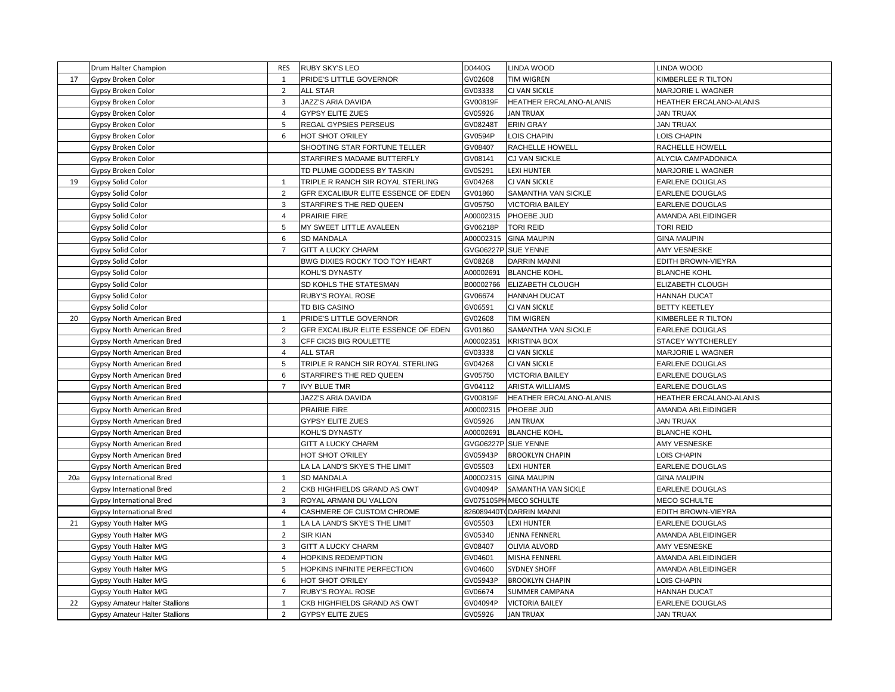| | | | | | | |
|---|---|---|---|---|---|---|
| | Drum Halter Champion | RES | RUBY SKY'S LEO | D0440G | LINDA WOOD | LINDA WOOD |
| 17 | Gypsy Broken Color | 1 | PRIDE'S LITTLE GOVERNOR | GV02608 | TIM WIGREN | KIMBERLEE R TILTON |
| | Gypsy Broken Color | 2 | ALL STAR | GV03338 | CJ VAN SICKLE | MARJORIE L WAGNER |
| | Gypsy Broken Color | 3 | JAZZ'S ARIA DAVIDA | GV00819F | HEATHER ERCALANO-ALANIS | HEATHER ERCALANO-ALANIS |
| | Gypsy Broken Color | 4 | GYPSY ELITE ZUES | GV05926 | JAN TRUAX | JAN TRUAX |
| | Gypsy Broken Color | 5 | REGAL GYPSIES PERSEUS | GV08248T | ERIN GRAY | JAN TRUAX |
| | Gypsy Broken Color | 6 | HOT SHOT O'RILEY | GV0594P | LOIS CHAPIN | LOIS CHAPIN |
| | Gypsy Broken Color | | SHOOTING STAR FORTUNE TELLER | GV08407 | RACHELLE HOWELL | RACHELLE HOWELL |
| | Gypsy Broken Color | | STARFIRE'S MADAME BUTTERFLY | GV08141 | CJ VAN SICKLE | ALYCIA CAMPADONICA |
| | Gypsy Broken Color | | TD PLUME GODDESS BY TASKIN | GV05291 | LEXI HUNTER | MARJORIE L WAGNER |
| 19 | Gypsy Solid Color | 1 | TRIPLE R RANCH SIR ROYAL STERLING | GV04268 | CJ VAN SICKLE | EARLENE DOUGLAS |
| | Gypsy Solid Color | 2 | GFR EXCALIBUR ELITE ESSENCE OF EDEN | GV01860 | SAMANTHA VAN SICKLE | EARLENE DOUGLAS |
| | Gypsy Solid Color | 3 | STARFIRE'S THE RED QUEEN | GV05750 | VICTORIA BAILEY | EARLENE DOUGLAS |
| | Gypsy Solid Color | 4 | PRAIRIE FIRE | A00002315 | PHOEBE JUD | AMANDA ABLEIDINGER |
| | Gypsy Solid Color | 5 | MY SWEET LITTLE AVALEEN | GV06218P | TORI REID | TORI REID |
| | Gypsy Solid Color | 6 | SD MANDALA | A00002315 | GINA MAUPIN | GINA MAUPIN |
| | Gypsy Solid Color | 7 | GITT A LUCKY CHARM | GVG06227P | SUE YENNE | AMY VESNESKE |
| | Gypsy Solid Color | | BWG DIXIES ROCKY TOO TOY HEART | GV08268 | DARRIN MANNI | EDITH BROWN-VIEYRA |
| | Gypsy Solid Color | | KOHL'S DYNASTY | A00002691 | BLANCHE KOHL | BLANCHE KOHL |
| | Gypsy Solid Color | | SD KOHLS THE STATESMAN | B00002766 | ELIZABETH CLOUGH | ELIZABETH CLOUGH |
| | Gypsy Solid Color | | RUBY'S ROYAL ROSE | GV06674 | HANNAH DUCAT | HANNAH DUCAT |
| | Gypsy Solid Color | | TD BIG CASINO | GV06591 | CJ VAN SICKLE | BETTY KEETLEY |
| 20 | Gypsy North American Bred | 1 | PRIDE'S LITTLE GOVERNOR | GV02608 | TIM WIGREN | KIMBERLEE R TILTON |
| | Gypsy North American Bred | 2 | GFR EXCALIBUR ELITE ESSENCE OF EDEN | GV01860 | SAMANTHA VAN SICKLE | EARLENE DOUGLAS |
| | Gypsy North American Bred | 3 | CFF CICIS BIG ROULETTE | A00002351 | KRISTINA BOX | STACEY WYTCHERLEY |
| | Gypsy North American Bred | 4 | ALL STAR | GV03338 | CJ VAN SICKLE | MARJORIE L WAGNER |
| | Gypsy North American Bred | 5 | TRIPLE R RANCH SIR ROYAL STERLING | GV04268 | CJ VAN SICKLE | EARLENE DOUGLAS |
| | Gypsy North American Bred | 6 | STARFIRE'S THE RED QUEEN | GV05750 | VICTORIA BAILEY | EARLENE DOUGLAS |
| | Gypsy North American Bred | 7 | IVY BLUE TMR | GV04112 | ARISTA WILLIAMS | EARLENE DOUGLAS |
| | Gypsy North American Bred | | JAZZ'S ARIA DAVIDA | GV00819F | HEATHER ERCALANO-ALANIS | HEATHER ERCALANO-ALANIS |
| | Gypsy North American Bred | | PRAIRIE FIRE | A00002315 | PHOEBE JUD | AMANDA ABLEIDINGER |
| | Gypsy North American Bred | | GYPSY ELITE ZUES | GV05926 | JAN TRUAX | JAN TRUAX |
| | Gypsy North American Bred | | KOHL'S DYNASTY | A00002691 | BLANCHE KOHL | BLANCHE KOHL |
| | Gypsy North American Bred | | GITT A LUCKY CHARM | GVG06227P | SUE YENNE | AMY VESNESKE |
| | Gypsy North American Bred | | HOT SHOT O'RILEY | GV05943P | BROOKLYN CHAPIN | LOIS CHAPIN |
| | Gypsy North American Bred | | LA LA LAND'S SKYE'S THE LIMIT | GV05503 | LEXI HUNTER | EARLENE DOUGLAS |
| 20a | Gypsy International Bred | 1 | SD MANDALA | A00002315 | GINA MAUPIN | GINA MAUPIN |
| | Gypsy International Bred | 2 | CKB HIGHFIELDS GRAND AS OWT | GV04094P | SAMANTHA VAN SICKLE | EARLENE DOUGLAS |
| | Gypsy International Bred | 3 | ROYAL ARMANI DU VALLON | GV075105PH | MECO SCHULTE | MECO SCHULTE |
| | Gypsy International Bred | 4 | CASHMERE OF CUSTOM CHROME | 826089440T( | DARRIN MANNI | EDITH BROWN-VIEYRA |
| 21 | Gypsy Youth Halter M/G | 1 | LA LA LAND'S SKYE'S THE LIMIT | GV05503 | LEXI HUNTER | EARLENE DOUGLAS |
| | Gypsy Youth Halter M/G | 2 | SIR KIAN | GV05340 | JENNA FENNERL | AMANDA ABLEIDINGER |
| | Gypsy Youth Halter M/G | 3 | GITT A LUCKY CHARM | GV08407 | OLIVIA ALVORD | AMY VESNESKE |
| | Gypsy Youth Halter M/G | 4 | HOPKINS REDEMPTION | GV04601 | MISHA FENNERL | AMANDA ABLEIDINGER |
| | Gypsy Youth Halter M/G | 5 | HOPKINS INFINITE PERFECTION | GV04600 | SYDNEY SHOFF | AMANDA ABLEIDINGER |
| | Gypsy Youth Halter M/G | 6 | HOT SHOT O'RILEY | GV05943P | BROOKLYN CHAPIN | LOIS CHAPIN |
| | Gypsy Youth Halter M/G | 7 | RUBY'S ROYAL ROSE | GV06674 | SUMMER CAMPANA | HANNAH DUCAT |
| 22 | Gypsy Amateur Halter Stallions | 1 | CKB HIGHFIELDS GRAND AS OWT | GV04094P | VICTORIA BAILEY | EARLENE DOUGLAS |
| | Gypsy Amateur Halter Stallions | 2 | GYPSY ELITE ZUES | GV05926 | JAN TRUAX | JAN TRUAX |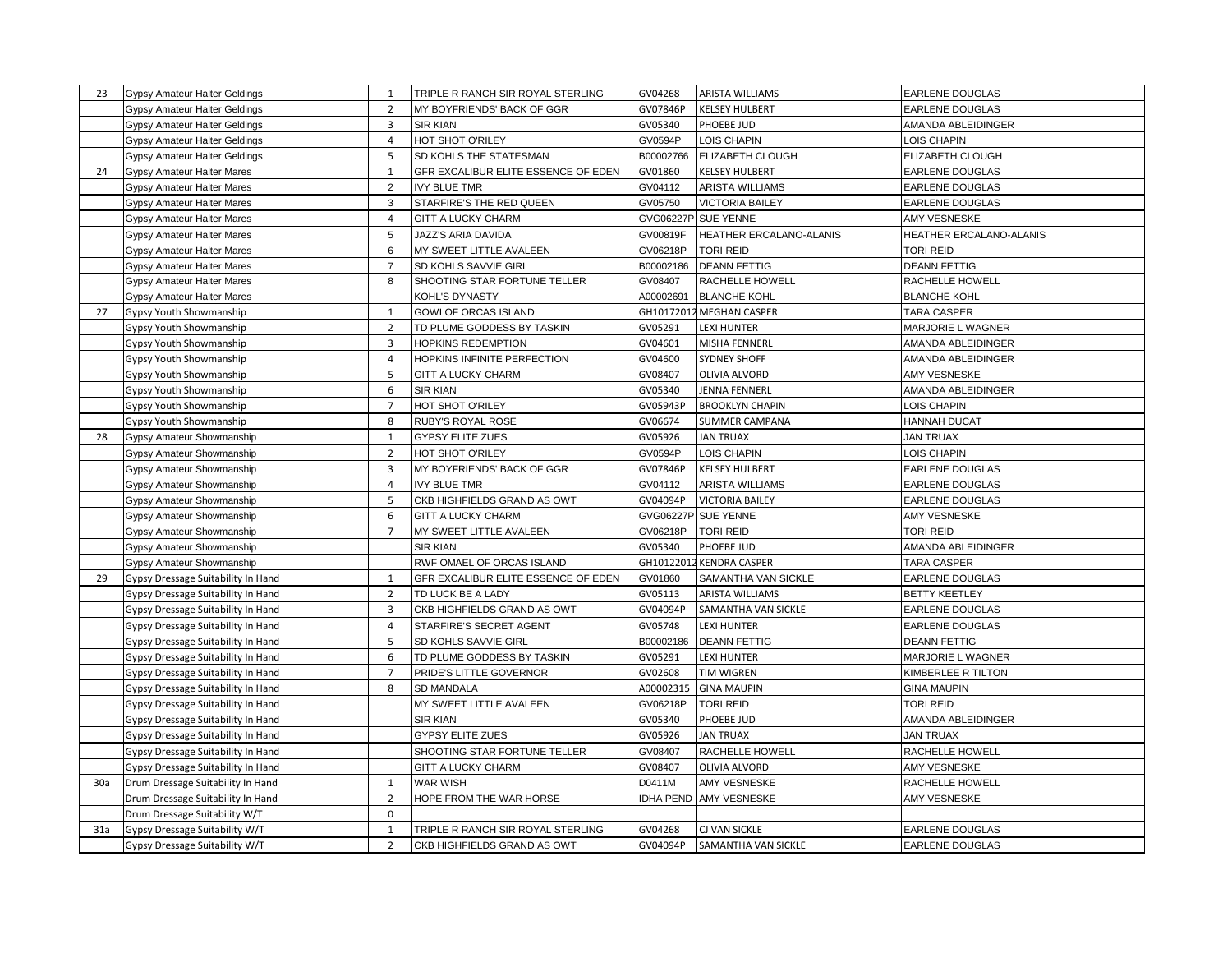| | | | | | | |
|---|---|---|---|---|---|---|
| 23 | Gypsy Amateur Halter Geldings | 1 | TRIPLE R RANCH SIR ROYAL STERLING | GV04268 | ARISTA WILLIAMS | EARLENE DOUGLAS |
| | Gypsy Amateur Halter Geldings | 2 | MY BOYFRIENDS' BACK OF GGR | GV07846P | KELSEY HULBERT | EARLENE DOUGLAS |
| | Gypsy Amateur Halter Geldings | 3 | SIR KIAN | GV05340 | PHOEBE JUD | AMANDA ABLEIDINGER |
| | Gypsy Amateur Halter Geldings | 4 | HOT SHOT O'RILEY | GV0594P | LOIS CHAPIN | LOIS CHAPIN |
| | Gypsy Amateur Halter Geldings | 5 | SD KOHLS THE STATESMAN | B00002766 | ELIZABETH CLOUGH | ELIZABETH CLOUGH |
| 24 | Gypsy Amateur Halter Mares | 1 | GFR EXCALIBUR ELITE ESSENCE OF EDEN | GV01860 | KELSEY HULBERT | EARLENE DOUGLAS |
| | Gypsy Amateur Halter Mares | 2 | IVY BLUE TMR | GV04112 | ARISTA WILLIAMS | EARLENE DOUGLAS |
| | Gypsy Amateur Halter Mares | 3 | STARFIRE'S THE RED QUEEN | GV05750 | VICTORIA BAILEY | EARLENE DOUGLAS |
| | Gypsy Amateur Halter Mares | 4 | GITT A LUCKY CHARM | GVG06227P | SUE YENNE | AMY VESNESKE |
| | Gypsy Amateur Halter Mares | 5 | JAZZ'S ARIA DAVIDA | GV00819F | HEATHER ERCALANO-ALANIS | HEATHER ERCALANO-ALANIS |
| | Gypsy Amateur Halter Mares | 6 | MY SWEET LITTLE AVALEEN | GV06218P | TORI REID | TORI REID |
| | Gypsy Amateur Halter Mares | 7 | SD KOHLS SAVVIE GIRL | B00002186 | DEANN FETTIG | DEANN FETTIG |
| | Gypsy Amateur Halter Mares | 8 | SHOOTING STAR FORTUNE TELLER | GV08407 | RACHELLE HOWELL | RACHELLE HOWELL |
| | Gypsy Amateur Halter Mares | | KOHL'S DYNASTY | A00002691 | BLANCHE KOHL | BLANCHE KOHL |
| 27 | Gypsy Youth Showmanship | 1 | GOWI OF ORCAS ISLAND | GH10172012 | MEGHAN CASPER | TARA CASPER |
| | Gypsy Youth Showmanship | 2 | TD PLUME GODDESS BY TASKIN | GV05291 | LEXI HUNTER | MARJORIE L WAGNER |
| | Gypsy Youth Showmanship | 3 | HOPKINS REDEMPTION | GV04601 | MISHA FENNERL | AMANDA ABLEIDINGER |
| | Gypsy Youth Showmanship | 4 | HOPKINS INFINITE PERFECTION | GV04600 | SYDNEY SHOFF | AMANDA ABLEIDINGER |
| | Gypsy Youth Showmanship | 5 | GITT A LUCKY CHARM | GV08407 | OLIVIA ALVORD | AMY VESNESKE |
| | Gypsy Youth Showmanship | 6 | SIR KIAN | GV05340 | JENNA FENNERL | AMANDA ABLEIDINGER |
| | Gypsy Youth Showmanship | 7 | HOT SHOT O'RILEY | GV05943P | BROOKLYN CHAPIN | LOIS CHAPIN |
| | Gypsy Youth Showmanship | 8 | RUBY'S ROYAL ROSE | GV06674 | SUMMER CAMPANA | HANNAH DUCAT |
| 28 | Gypsy Amateur Showmanship | 1 | GYPSY ELITE ZUES | GV05926 | JAN TRUAX | JAN TRUAX |
| | Gypsy Amateur Showmanship | 2 | HOT SHOT O'RILEY | GV0594P | LOIS CHAPIN | LOIS CHAPIN |
| | Gypsy Amateur Showmanship | 3 | MY BOYFRIENDS' BACK OF GGR | GV07846P | KELSEY HULBERT | EARLENE DOUGLAS |
| | Gypsy Amateur Showmanship | 4 | IVY BLUE TMR | GV04112 | ARISTA WILLIAMS | EARLENE DOUGLAS |
| | Gypsy Amateur Showmanship | 5 | CKB HIGHFIELDS GRAND AS OWT | GV04094P | VICTORIA BAILEY | EARLENE DOUGLAS |
| | Gypsy Amateur Showmanship | 6 | GITT A LUCKY CHARM | GVG06227P | SUE YENNE | AMY VESNESKE |
| | Gypsy Amateur Showmanship | 7 | MY SWEET LITTLE AVALEEN | GV06218P | TORI REID | TORI REID |
| | Gypsy Amateur Showmanship | | SIR KIAN | GV05340 | PHOEBE JUD | AMANDA ABLEIDINGER |
| | Gypsy Amateur Showmanship | | RWF OMAEL OF ORCAS ISLAND | GH10122012 | KENDRA CASPER | TARA CASPER |
| 29 | Gypsy Dressage Suitability In Hand | 1 | GFR EXCALIBUR ELITE ESSENCE OF EDEN | GV01860 | SAMANTHA VAN SICKLE | EARLENE DOUGLAS |
| | Gypsy Dressage Suitability In Hand | 2 | TD LUCK BE A LADY | GV05113 | ARISTA WILLIAMS | BETTY KEETLEY |
| | Gypsy Dressage Suitability In Hand | 3 | CKB HIGHFIELDS GRAND AS OWT | GV04094P | SAMANTHA VAN SICKLE | EARLENE DOUGLAS |
| | Gypsy Dressage Suitability In Hand | 4 | STARFIRE'S SECRET AGENT | GV05748 | LEXI HUNTER | EARLENE DOUGLAS |
| | Gypsy Dressage Suitability In Hand | 5 | SD KOHLS SAVVIE GIRL | B00002186 | DEANN FETTIG | DEANN FETTIG |
| | Gypsy Dressage Suitability In Hand | 6 | TD PLUME GODDESS BY TASKIN | GV05291 | LEXI HUNTER | MARJORIE L WAGNER |
| | Gypsy Dressage Suitability In Hand | 7 | PRIDE'S LITTLE GOVERNOR | GV02608 | TIM WIGREN | KIMBERLEE R TILTON |
| | Gypsy Dressage Suitability In Hand | 8 | SD MANDALA | A00002315 | GINA MAUPIN | GINA MAUPIN |
| | Gypsy Dressage Suitability In Hand | | MY SWEET LITTLE AVALEEN | GV06218P | TORI REID | TORI REID |
| | Gypsy Dressage Suitability In Hand | | SIR KIAN | GV05340 | PHOEBE JUD | AMANDA ABLEIDINGER |
| | Gypsy Dressage Suitability In Hand | | GYPSY ELITE ZUES | GV05926 | JAN TRUAX | JAN TRUAX |
| | Gypsy Dressage Suitability In Hand | | SHOOTING STAR FORTUNE TELLER | GV08407 | RACHELLE HOWELL | RACHELLE HOWELL |
| | Gypsy Dressage Suitability In Hand | | GITT A LUCKY CHARM | GV08407 | OLIVIA ALVORD | AMY VESNESKE |
| 30a | Drum Dressage Suitability In Hand | 1 | WAR WISH | D0411M | AMY VESNESKE | RACHELLE HOWELL |
| | Drum Dressage Suitability In Hand | 2 | HOPE FROM THE WAR HORSE | IDHA PEND | AMY VESNESKE | AMY VESNESKE |
| | Drum Dressage Suitability W/T | 0 | | | | |
| 31a | Gypsy Dressage Suitability W/T | 1 | TRIPLE R RANCH SIR ROYAL STERLING | GV04268 | CJ VAN SICKLE | EARLENE DOUGLAS |
| | Gypsy Dressage Suitability W/T | 2 | CKB HIGHFIELDS GRAND AS OWT | GV04094P | SAMANTHA VAN SICKLE | EARLENE DOUGLAS |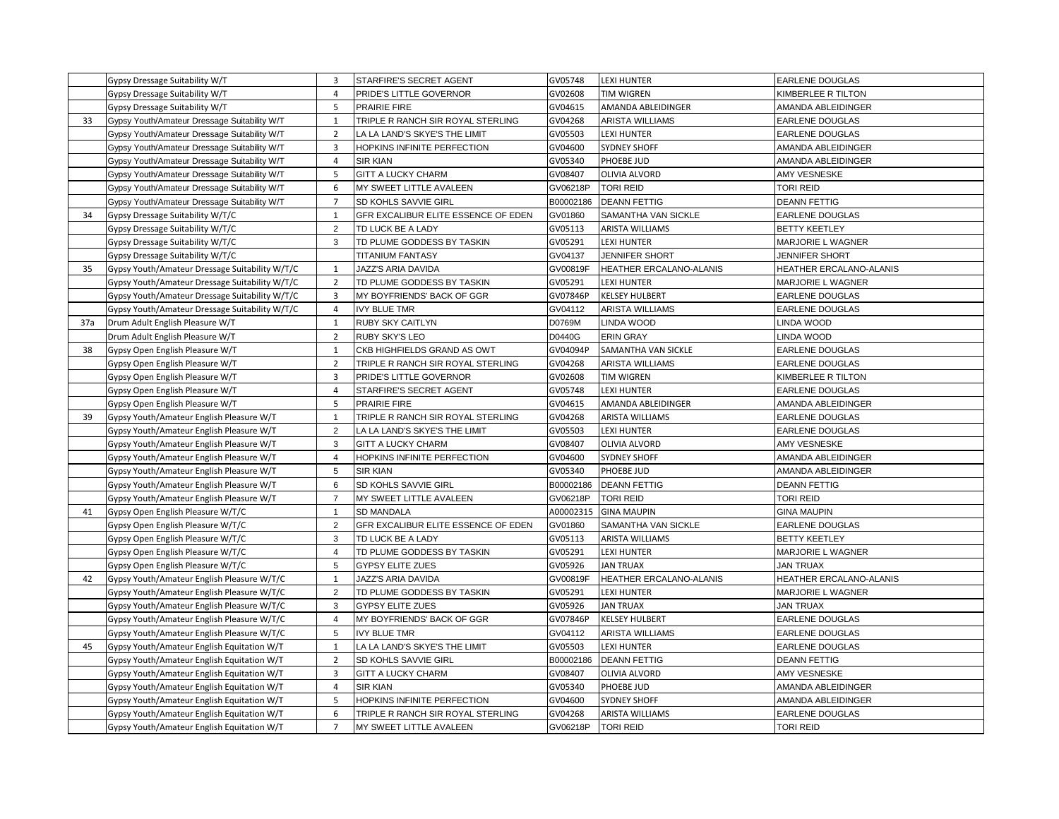| | | | | | | |
|---|---|---|---|---|---|---|
| | Gypsy Dressage Suitability W/T | 3 | STARFIRE'S SECRET AGENT | GV05748 | LEXI HUNTER | EARLENE DOUGLAS |
| | Gypsy Dressage Suitability W/T | 4 | PRIDE'S LITTLE GOVERNOR | GV02608 | TIM WIGREN | KIMBERLEE R TILTON |
| | Gypsy Dressage Suitability W/T | 5 | PRAIRIE FIRE | GV04615 | AMANDA ABLEIDINGER | AMANDA ABLEIDINGER |
| 33 | Gypsy Youth/Amateur Dressage Suitability W/T | 1 | TRIPLE R RANCH SIR ROYAL STERLING | GV04268 | ARISTA WILLIAMS | EARLENE DOUGLAS |
| | Gypsy Youth/Amateur Dressage Suitability W/T | 2 | LA LA LAND'S SKYE'S THE LIMIT | GV05503 | LEXI HUNTER | EARLENE DOUGLAS |
| | Gypsy Youth/Amateur Dressage Suitability W/T | 3 | HOPKINS INFINITE PERFECTION | GV04600 | SYDNEY SHOFF | AMANDA ABLEIDINGER |
| | Gypsy Youth/Amateur Dressage Suitability W/T | 4 | SIR KIAN | GV05340 | PHOEBE JUD | AMANDA ABLEIDINGER |
| | Gypsy Youth/Amateur Dressage Suitability W/T | 5 | GITT A LUCKY CHARM | GV08407 | OLIVIA ALVORD | AMY VESNESKE |
| | Gypsy Youth/Amateur Dressage Suitability W/T | 6 | MY SWEET LITTLE AVALEEN | GV06218P | TORI REID | TORI REID |
| | Gypsy Youth/Amateur Dressage Suitability W/T | 7 | SD KOHLS SAVVIE GIRL | B00002186 | DEANN FETTIG | DEANN FETTIG |
| 34 | Gypsy Dressage Suitability W/T/C | 1 | GFR EXCALIBUR ELITE ESSENCE OF EDEN | GV01860 | SAMANTHA VAN SICKLE | EARLENE DOUGLAS |
| | Gypsy Dressage Suitability W/T/C | 2 | TD LUCK BE A LADY | GV05113 | ARISTA WILLIAMS | BETTY KEETLEY |
| | Gypsy Dressage Suitability W/T/C | 3 | TD PLUME GODDESS BY TASKIN | GV05291 | LEXI HUNTER | MARJORIE L WAGNER |
| | Gypsy Dressage Suitability W/T/C | | TITANIUM FANTASY | GV04137 | JENNIFER SHORT | JENNIFER SHORT |
| 35 | Gypsy Youth/Amateur Dressage Suitability W/T/C | 1 | JAZZ'S ARIA DAVIDA | GV00819F | HEATHER ERCALANO-ALANIS | HEATHER ERCALANO-ALANIS |
| | Gypsy Youth/Amateur Dressage Suitability W/T/C | 2 | TD PLUME GODDESS BY TASKIN | GV05291 | LEXI HUNTER | MARJORIE L WAGNER |
| | Gypsy Youth/Amateur Dressage Suitability W/T/C | 3 | MY BOYFRIENDS' BACK OF GGR | GV07846P | KELSEY HULBERT | EARLENE DOUGLAS |
| | Gypsy Youth/Amateur Dressage Suitability W/T/C | 4 | IVY BLUE TMR | GV04112 | ARISTA WILLIAMS | EARLENE DOUGLAS |
| 37a | Drum Adult English Pleasure W/T | 1 | RUBY SKY CAITLYN | D0769M | LINDA WOOD | LINDA WOOD |
| | Drum Adult English Pleasure W/T | 2 | RUBY SKY'S LEO | D0440G | ERIN GRAY | LINDA WOOD |
| 38 | Gypsy Open English Pleasure W/T | 1 | CKB HIGHFIELDS GRAND AS OWT | GV04094P | SAMANTHA VAN SICKLE | EARLENE DOUGLAS |
| | Gypsy Open English Pleasure W/T | 2 | TRIPLE R RANCH SIR ROYAL STERLING | GV04268 | ARISTA WILLIAMS | EARLENE DOUGLAS |
| | Gypsy Open English Pleasure W/T | 3 | PRIDE'S LITTLE GOVERNOR | GV02608 | TIM WIGREN | KIMBERLEE R TILTON |
| | Gypsy Open English Pleasure W/T | 4 | STARFIRE'S SECRET AGENT | GV05748 | LEXI HUNTER | EARLENE DOUGLAS |
| | Gypsy Open English Pleasure W/T | 5 | PRAIRIE FIRE | GV04615 | AMANDA ABLEIDINGER | AMANDA ABLEIDINGER |
| 39 | Gypsy Youth/Amateur English Pleasure W/T | 1 | TRIPLE R RANCH SIR ROYAL STERLING | GV04268 | ARISTA WILLIAMS | EARLENE DOUGLAS |
| | Gypsy Youth/Amateur English Pleasure W/T | 2 | LA LA LAND'S SKYE'S THE LIMIT | GV05503 | LEXI HUNTER | EARLENE DOUGLAS |
| | Gypsy Youth/Amateur English Pleasure W/T | 3 | GITT A LUCKY CHARM | GV08407 | OLIVIA ALVORD | AMY VESNESKE |
| | Gypsy Youth/Amateur English Pleasure W/T | 4 | HOPKINS INFINITE PERFECTION | GV04600 | SYDNEY SHOFF | AMANDA ABLEIDINGER |
| | Gypsy Youth/Amateur English Pleasure W/T | 5 | SIR KIAN | GV05340 | PHOEBE JUD | AMANDA ABLEIDINGER |
| | Gypsy Youth/Amateur English Pleasure W/T | 6 | SD KOHLS SAVVIE GIRL | B00002186 | DEANN FETTIG | DEANN FETTIG |
| | Gypsy Youth/Amateur English Pleasure W/T | 7 | MY SWEET LITTLE AVALEEN | GV06218P | TORI REID | TORI REID |
| 41 | Gypsy Open English Pleasure W/T/C | 1 | SD MANDALA | A00002315 | GINA MAUPIN | GINA MAUPIN |
| | Gypsy Open English Pleasure W/T/C | 2 | GFR EXCALIBUR ELITE ESSENCE OF EDEN | GV01860 | SAMANTHA VAN SICKLE | EARLENE DOUGLAS |
| | Gypsy Open English Pleasure W/T/C | 3 | TD LUCK BE A LADY | GV05113 | ARISTA WILLIAMS | BETTY KEETLEY |
| | Gypsy Open English Pleasure W/T/C | 4 | TD PLUME GODDESS BY TASKIN | GV05291 | LEXI HUNTER | MARJORIE L WAGNER |
| | Gypsy Open English Pleasure W/T/C | 5 | GYPSY ELITE ZUES | GV05926 | JAN TRUAX | JAN TRUAX |
| 42 | Gypsy Youth/Amateur English Pleasure W/T/C | 1 | JAZZ'S ARIA DAVIDA | GV00819F | HEATHER ERCALANO-ALANIS | HEATHER ERCALANO-ALANIS |
| | Gypsy Youth/Amateur English Pleasure W/T/C | 2 | TD PLUME GODDESS BY TASKIN | GV05291 | LEXI HUNTER | MARJORIE L WAGNER |
| | Gypsy Youth/Amateur English Pleasure W/T/C | 3 | GYPSY ELITE ZUES | GV05926 | JAN TRUAX | JAN TRUAX |
| | Gypsy Youth/Amateur English Pleasure W/T/C | 4 | MY BOYFRIENDS' BACK OF GGR | GV07846P | KELSEY HULBERT | EARLENE DOUGLAS |
| | Gypsy Youth/Amateur English Pleasure W/T/C | 5 | IVY BLUE TMR | GV04112 | ARISTA WILLIAMS | EARLENE DOUGLAS |
| 45 | Gypsy Youth/Amateur English Equitation W/T | 1 | LA LA LAND'S SKYE'S THE LIMIT | GV05503 | LEXI HUNTER | EARLENE DOUGLAS |
| | Gypsy Youth/Amateur English Equitation W/T | 2 | SD KOHLS SAVVIE GIRL | B00002186 | DEANN FETTIG | DEANN FETTIG |
| | Gypsy Youth/Amateur English Equitation W/T | 3 | GITT A LUCKY CHARM | GV08407 | OLIVIA ALVORD | AMY VESNESKE |
| | Gypsy Youth/Amateur English Equitation W/T | 4 | SIR KIAN | GV05340 | PHOEBE JUD | AMANDA ABLEIDINGER |
| | Gypsy Youth/Amateur English Equitation W/T | 5 | HOPKINS INFINITE PERFECTION | GV04600 | SYDNEY SHOFF | AMANDA ABLEIDINGER |
| | Gypsy Youth/Amateur English Equitation W/T | 6 | TRIPLE R RANCH SIR ROYAL STERLING | GV04268 | ARISTA WILLIAMS | EARLENE DOUGLAS |
| | Gypsy Youth/Amateur English Equitation W/T | 7 | MY SWEET LITTLE AVALEEN | GV06218P | TORI REID | TORI REID |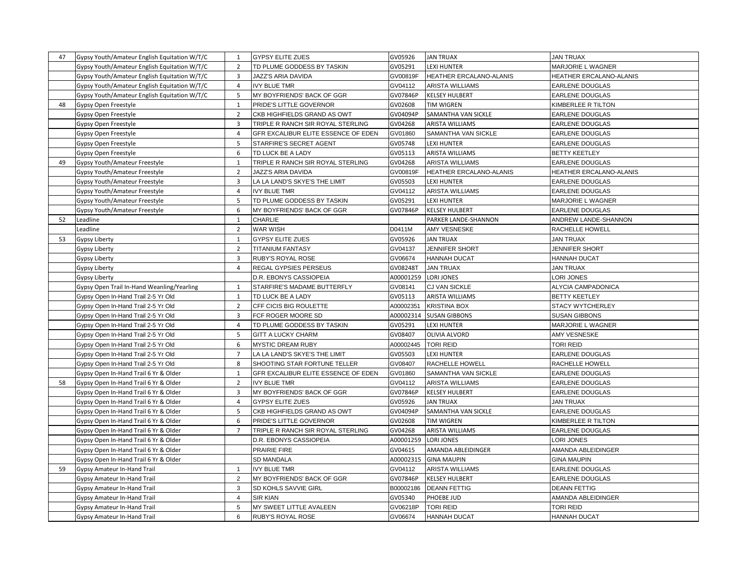| | | | | | | |
|---|---|---|---|---|---|---|
| 47 | Gypsy Youth/Amateur English Equitation W/T/C | 1 | GYPSY ELITE ZUES | GV05926 | JAN TRUAX | JAN TRUAX |
| | Gypsy Youth/Amateur English Equitation W/T/C | 2 | TD PLUME GODDESS BY TASKIN | GV05291 | LEXI HUNTER | MARJORIE L WAGNER |
| | Gypsy Youth/Amateur English Equitation W/T/C | 3 | JAZZ'S ARIA DAVIDA | GV00819F | HEATHER ERCALANO-ALANIS | HEATHER ERCALANO-ALANIS |
| | Gypsy Youth/Amateur English Equitation W/T/C | 4 | IVY BLUE TMR | GV04112 | ARISTA WILLIAMS | EARLENE DOUGLAS |
| | Gypsy Youth/Amateur English Equitation W/T/C | 5 | MY BOYFRIENDS' BACK OF GGR | GV07846P | KELSEY HULBERT | EARLENE DOUGLAS |
| 48 | Gypsy Open Freestyle | 1 | PRIDE'S LITTLE GOVERNOR | GV02608 | TIM WIGREN | KIMBERLEE R TILTON |
| | Gypsy Open Freestyle | 2 | CKB HIGHFIELDS GRAND AS OWT | GV04094P | SAMANTHA VAN SICKLE | EARLENE DOUGLAS |
| | Gypsy Open Freestyle | 3 | TRIPLE R RANCH SIR ROYAL STERLING | GV04268 | ARISTA WILLIAMS | EARLENE DOUGLAS |
| | Gypsy Open Freestyle | 4 | GFR EXCALIBUR ELITE ESSENCE OF EDEN | GV01860 | SAMANTHA VAN SICKLE | EARLENE DOUGLAS |
| | Gypsy Open Freestyle | 5 | STARFIRE'S SECRET AGENT | GV05748 | LEXI HUNTER | EARLENE DOUGLAS |
| | Gypsy Open Freestyle | 6 | TD LUCK BE A LADY | GV05113 | ARISTA WILLIAMS | BETTY KEETLEY |
| 49 | Gypsy Youth/Amateur Freestyle | 1 | TRIPLE R RANCH SIR ROYAL STERLING | GV04268 | ARISTA WILLIAMS | EARLENE DOUGLAS |
| | Gypsy Youth/Amateur Freestyle | 2 | JAZZ'S ARIA DAVIDA | GV00819F | HEATHER ERCALANO-ALANIS | HEATHER ERCALANO-ALANIS |
| | Gypsy Youth/Amateur Freestyle | 3 | LA LA LAND'S SKYE'S THE LIMIT | GV05503 | LEXI HUNTER | EARLENE DOUGLAS |
| | Gypsy Youth/Amateur Freestyle | 4 | IVY BLUE TMR | GV04112 | ARISTA WILLIAMS | EARLENE DOUGLAS |
| | Gypsy Youth/Amateur Freestyle | 5 | TD PLUME GODDESS BY TASKIN | GV05291 | LEXI HUNTER | MARJORIE L WAGNER |
| | Gypsy Youth/Amateur Freestyle | 6 | MY BOYFRIENDS' BACK OF GGR | GV07846P | KELSEY HULBERT | EARLENE DOUGLAS |
| 52 | Leadline | 1 | CHARLIE | | PARKER LANDE-SHANNON | ANDREW LANDE-SHANNON |
| | Leadline | 2 | WAR WISH | D0411M | AMY VESNESKE | RACHELLE HOWELL |
| 53 | Gypsy Liberty | 1 | GYPSY ELITE ZUES | GV05926 | JAN TRUAX | JAN TRUAX |
| | Gypsy Liberty | 2 | TITANIUM FANTASY | GV04137 | JENNIFER SHORT | JENNIFER SHORT |
| | Gypsy Liberty | 3 | RUBY'S ROYAL ROSE | GV06674 | HANNAH DUCAT | HANNAH DUCAT |
| | Gypsy Liberty | 4 | REGAL GYPSIES PERSEUS | GV08248T | JAN TRUAX | JAN TRUAX |
| | Gypsy Liberty | | D.R. EBONYS CASSIOPEIA | A00001259 | LORI JONES | LORI JONES |
| | Gypsy Open Trail In-Hand Weanling/Yearling | 1 | STARFIRE'S MADAME BUTTERFLY | GV08141 | CJ VAN SICKLE | ALYCIA CAMPADONICA |
| | Gypsy Open In-Hand Trail 2-5 Yr Old | 1 | TD LUCK BE A LADY | GV05113 | ARISTA WILLIAMS | BETTY KEETLEY |
| | Gypsy Open In-Hand Trail 2-5 Yr Old | 2 | CFF CICIS BIG ROULETTE | A00002351 | KRISTINA BOX | STACY WYTCHERLEY |
| | Gypsy Open In-Hand Trail 2-5 Yr Old | 3 | FCF ROGER MOORE SD | A00002314 | SUSAN GIBBONS | SUSAN GIBBONS |
| | Gypsy Open In-Hand Trail 2-5 Yr Old | 4 | TD PLUME GODDESS BY TASKIN | GV05291 | LEXI HUNTER | MARJORIE L WAGNER |
| | Gypsy Open In-Hand Trail 2-5 Yr Old | 5 | GITT A LUCKY CHARM | GV08407 | OLIVIA ALVORD | AMY VESNESKE |
| | Gypsy Open In-Hand Trail 2-5 Yr Old | 6 | MYSTIC DREAM RUBY | A00002445 | TORI REID | TORI REID |
| | Gypsy Open In-Hand Trail 2-5 Yr Old | 7 | LA LA LAND'S SKYE'S THE LIMIT | GV05503 | LEXI HUNTER | EARLENE DOUGLAS |
| | Gypsy Open In-Hand Trail 2-5 Yr Old | 8 | SHOOTING STAR FORTUNE TELLER | GV08407 | RACHELLE HOWELL | RACHELLE HOWELL |
| | Gypsy Open In-Hand Trail 6 Yr & Older | 1 | GFR EXCALIBUR ELITE ESSENCE OF EDEN | GV01860 | SAMANTHA VAN SICKLE | EARLENE DOUGLAS |
| 58 | Gypsy Open In-Hand Trail 6 Yr & Older | 2 | IVY BLUE TMR | GV04112 | ARISTA WILLIAMS | EARLENE DOUGLAS |
| | Gypsy Open In-Hand Trail 6 Yr & Older | 3 | MY BOYFRIENDS' BACK OF GGR | GV07846P | KELSEY HULBERT | EARLENE DOUGLAS |
| | Gypsy Open In-Hand Trail 6 Yr & Older | 4 | GYPSY ELITE ZUES | GV05926 | JAN TRUAX | JAN TRUAX |
| | Gypsy Open In-Hand Trail 6 Yr & Older | 5 | CKB HIGHFIELDS GRAND AS OWT | GV04094P | SAMANTHA VAN SICKLE | EARLENE DOUGLAS |
| | Gypsy Open In-Hand Trail 6 Yr & Older | 6 | PRIDE'S LITTLE GOVERNOR | GV02608 | TIM WIGREN | KIMBERLEE R TILTON |
| | Gypsy Open In-Hand Trail 6 Yr & Older | 7 | TRIPLE R RANCH SIR ROYAL STERLING | GV04268 | ARISTA WILLIAMS | EARLENE DOUGLAS |
| | Gypsy Open In-Hand Trail 6 Yr & Older | | D.R. EBONYS CASSIOPEIA | A00001259 | LORI JONES | LORI JONES |
| | Gypsy Open In-Hand Trail 6 Yr & Older | | PRAIRIE FIRE | GV04615 | AMANDA ABLEIDINGER | AMANDA ABLEIDINGER |
| | Gypsy Open In-Hand Trail 6 Yr & Older | | SD MANDALA | A00002315 | GINA MAUPIN | GINA MAUPIN |
| 59 | Gypsy Amateur In-Hand Trail | 1 | IVY BLUE TMR | GV04112 | ARISTA WILLIAMS | EARLENE DOUGLAS |
| | Gypsy Amateur In-Hand Trail | 2 | MY BOYFRIENDS' BACK OF GGR | GV07846P | KELSEY HULBERT | EARLENE DOUGLAS |
| | Gypsy Amateur In-Hand Trail | 3 | SD KOHLS SAVVIE GIRL | B00002186 | DEANN FETTIG | DEANN FETTIG |
| | Gypsy Amateur In-Hand Trail | 4 | SIR KIAN | GV05340 | PHOEBE JUD | AMANDA ABLEIDINGER |
| | Gypsy Amateur In-Hand Trail | 5 | MY SWEET LITTLE AVALEEN | GV06218P | TORI REID | TORI REID |
| | Gypsy Amateur In-Hand Trail | 6 | RUBY'S ROYAL ROSE | GV06674 | HANNAH DUCAT | HANNAH DUCAT |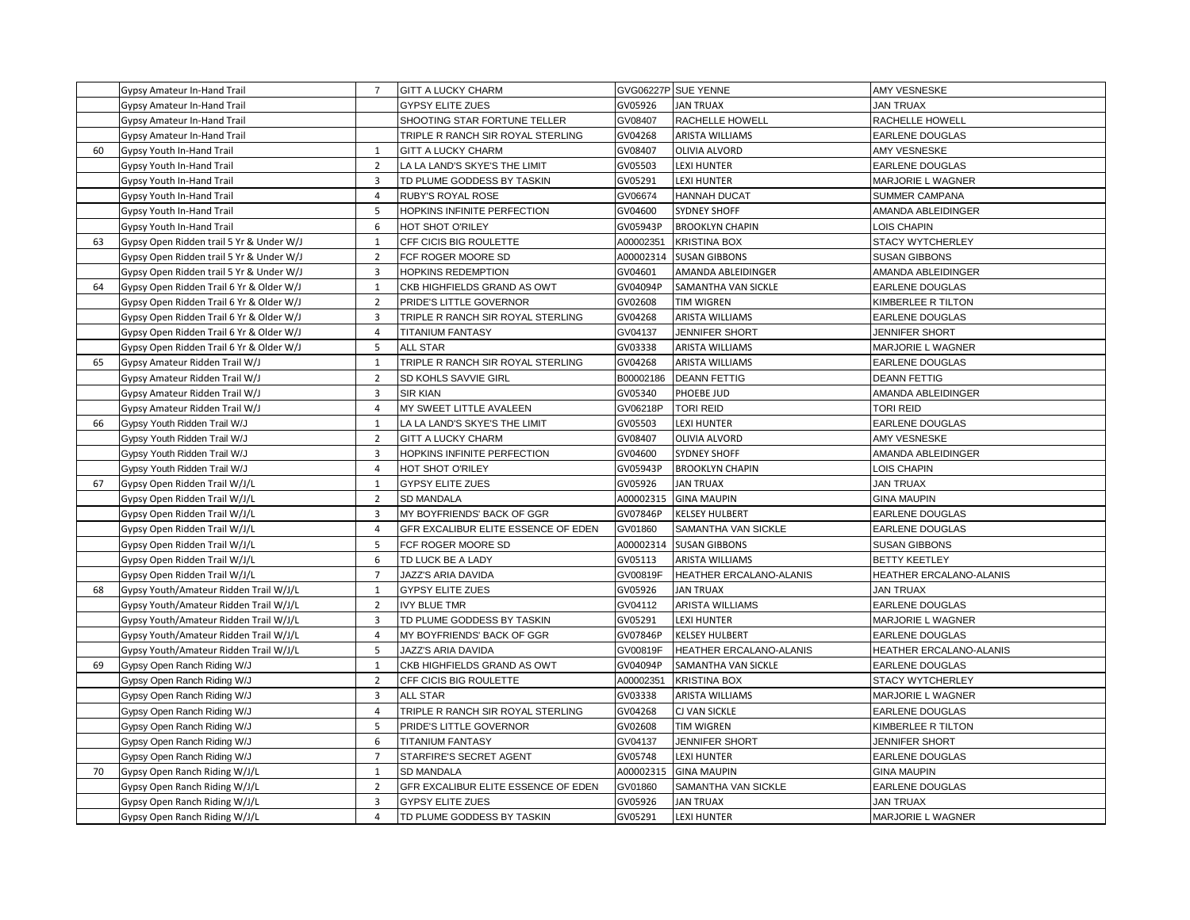| | | | | | | |
|---|---|---|---|---|---|---|
| | Gypsy Amateur In-Hand Trail | 7 | GITT A LUCKY CHARM | GVG06227P | SUE YENNE | AMY VESNESKE |
| | Gypsy Amateur In-Hand Trail | | GYPSY ELITE ZUES | GV05926 | JAN TRUAX | JAN TRUAX |
| | Gypsy Amateur In-Hand Trail | | SHOOTING STAR FORTUNE TELLER | GV08407 | RACHELLE HOWELL | RACHELLE HOWELL |
| | Gypsy Amateur In-Hand Trail | | TRIPLE R RANCH SIR ROYAL STERLING | GV04268 | ARISTA WILLIAMS | EARLENE DOUGLAS |
| 60 | Gypsy Youth In-Hand Trail | 1 | GITT A LUCKY CHARM | GV08407 | OLIVIA ALVORD | AMY VESNESKE |
| | Gypsy Youth In-Hand Trail | 2 | LA LA LAND'S SKYE'S THE LIMIT | GV05503 | LEXI HUNTER | EARLENE DOUGLAS |
| | Gypsy Youth In-Hand Trail | 3 | TD PLUME GODDESS BY TASKIN | GV05291 | LEXI HUNTER | MARJORIE L WAGNER |
| | Gypsy Youth In-Hand Trail | 4 | RUBY'S ROYAL ROSE | GV06674 | HANNAH DUCAT | SUMMER CAMPANA |
| | Gypsy Youth In-Hand Trail | 5 | HOPKINS INFINITE PERFECTION | GV04600 | SYDNEY SHOFF | AMANDA ABLEIDINGER |
| | Gypsy Youth In-Hand Trail | 6 | HOT SHOT O'RILEY | GV05943P | BROOKLYN CHAPIN | LOIS CHAPIN |
| 63 | Gypsy Open Ridden trail 5 Yr & Under W/J | 1 | CFF CICIS BIG ROULETTE | A00002351 | KRISTINA BOX | STACY WYTCHERLEY |
| | Gypsy Open Ridden trail 5 Yr & Under W/J | 2 | FCF ROGER MOORE SD | A00002314 | SUSAN GIBBONS | SUSAN GIBBONS |
| | Gypsy Open Ridden trail 5 Yr & Under W/J | 3 | HOPKINS REDEMPTION | GV04601 | AMANDA ABLEIDINGER | AMANDA ABLEIDINGER |
| 64 | Gypsy Open Ridden Trail 6 Yr & Older W/J | 1 | CKB HIGHFIELDS GRAND AS OWT | GV04094P | SAMANTHA VAN SICKLE | EARLENE DOUGLAS |
| | Gypsy Open Ridden Trail 6 Yr & Older W/J | 2 | PRIDE'S LITTLE GOVERNOR | GV02608 | TIM WIGREN | KIMBERLEE R TILTON |
| | Gypsy Open Ridden Trail 6 Yr & Older W/J | 3 | TRIPLE R RANCH SIR ROYAL STERLING | GV04268 | ARISTA WILLIAMS | EARLENE DOUGLAS |
| | Gypsy Open Ridden Trail 6 Yr & Older W/J | 4 | TITANIUM FANTASY | GV04137 | JENNIFER SHORT | JENNIFER SHORT |
| | Gypsy Open Ridden Trail 6 Yr & Older W/J | 5 | ALL STAR | GV03338 | ARISTA WILLIAMS | MARJORIE L WAGNER |
| 65 | Gypsy Amateur Ridden Trail W/J | 1 | TRIPLE R RANCH SIR ROYAL STERLING | GV04268 | ARISTA WILLIAMS | EARLENE DOUGLAS |
| | Gypsy Amateur Ridden Trail W/J | 2 | SD KOHLS SAVVIE GIRL | B00002186 | DEANN FETTIG | DEANN FETTIG |
| | Gypsy Amateur Ridden Trail W/J | 3 | SIR KIAN | GV05340 | PHOEBE JUD | AMANDA ABLEIDINGER |
| | Gypsy Amateur Ridden Trail W/J | 4 | MY SWEET LITTLE AVALEEN | GV06218P | TORI REID | TORI REID |
| 66 | Gypsy Youth Ridden Trail W/J | 1 | LA LA LAND'S SKYE'S THE LIMIT | GV05503 | LEXI HUNTER | EARLENE DOUGLAS |
| | Gypsy Youth Ridden Trail W/J | 2 | GITT A LUCKY CHARM | GV08407 | OLIVIA ALVORD | AMY VESNESKE |
| | Gypsy Youth Ridden Trail W/J | 3 | HOPKINS INFINITE PERFECTION | GV04600 | SYDNEY SHOFF | AMANDA ABLEIDINGER |
| | Gypsy Youth Ridden Trail W/J | 4 | HOT SHOT O'RILEY | GV05943P | BROOKLYN CHAPIN | LOIS CHAPIN |
| 67 | Gypsy Open Ridden Trail W/J/L | 1 | GYPSY ELITE ZUES | GV05926 | JAN TRUAX | JAN TRUAX |
| | Gypsy Open Ridden Trail W/J/L | 2 | SD MANDALA | A00002315 | GINA MAUPIN | GINA MAUPIN |
| | Gypsy Open Ridden Trail W/J/L | 3 | MY BOYFRIENDS' BACK OF GGR | GV07846P | KELSEY HULBERT | EARLENE DOUGLAS |
| | Gypsy Open Ridden Trail W/J/L | 4 | GFR EXCALIBUR ELITE ESSENCE OF EDEN | GV01860 | SAMANTHA VAN SICKLE | EARLENE DOUGLAS |
| | Gypsy Open Ridden Trail W/J/L | 5 | FCF ROGER MOORE SD | A00002314 | SUSAN GIBBONS | SUSAN GIBBONS |
| | Gypsy Open Ridden Trail W/J/L | 6 | TD LUCK BE A LADY | GV05113 | ARISTA WILLIAMS | BETTY KEETLEY |
| | Gypsy Open Ridden Trail W/J/L | 7 | JAZZ'S ARIA DAVIDA | GV00819F | HEATHER ERCALANO-ALANIS | HEATHER ERCALANO-ALANIS |
| 68 | Gypsy Youth/Amateur Ridden Trail W/J/L | 1 | GYPSY ELITE ZUES | GV05926 | JAN TRUAX | JAN TRUAX |
| | Gypsy Youth/Amateur Ridden Trail W/J/L | 2 | IVY BLUE TMR | GV04112 | ARISTA WILLIAMS | EARLENE DOUGLAS |
| | Gypsy Youth/Amateur Ridden Trail W/J/L | 3 | TD PLUME GODDESS BY TASKIN | GV05291 | LEXI HUNTER | MARJORIE L WAGNER |
| | Gypsy Youth/Amateur Ridden Trail W/J/L | 4 | MY BOYFRIENDS' BACK OF GGR | GV07846P | KELSEY HULBERT | EARLENE DOUGLAS |
| | Gypsy Youth/Amateur Ridden Trail W/J/L | 5 | JAZZ'S ARIA DAVIDA | GV00819F | HEATHER ERCALANO-ALANIS | HEATHER ERCALANO-ALANIS |
| 69 | Gypsy Open Ranch Riding W/J | 1 | CKB HIGHFIELDS GRAND AS OWT | GV04094P | SAMANTHA VAN SICKLE | EARLENE DOUGLAS |
| | Gypsy Open Ranch Riding W/J | 2 | CFF CICIS BIG ROULETTE | A00002351 | KRISTINA BOX | STACY WYTCHERLEY |
| | Gypsy Open Ranch Riding W/J | 3 | ALL STAR | GV03338 | ARISTA WILLIAMS | MARJORIE L WAGNER |
| | Gypsy Open Ranch Riding W/J | 4 | TRIPLE R RANCH SIR ROYAL STERLING | GV04268 | CJ VAN SICKLE | EARLENE DOUGLAS |
| | Gypsy Open Ranch Riding W/J | 5 | PRIDE'S LITTLE GOVERNOR | GV02608 | TIM WIGREN | KIMBERLEE R TILTON |
| | Gypsy Open Ranch Riding W/J | 6 | TITANIUM FANTASY | GV04137 | JENNIFER SHORT | JENNIFER SHORT |
| | Gypsy Open Ranch Riding W/J | 7 | STARFIRE'S SECRET AGENT | GV05748 | LEXI HUNTER | EARLENE DOUGLAS |
| 70 | Gypsy Open Ranch Riding W/J/L | 1 | SD MANDALA | A00002315 | GINA MAUPIN | GINA MAUPIN |
| | Gypsy Open Ranch Riding W/J/L | 2 | GFR EXCALIBUR ELITE ESSENCE OF EDEN | GV01860 | SAMANTHA VAN SICKLE | EARLENE DOUGLAS |
| | Gypsy Open Ranch Riding W/J/L | 3 | GYPSY ELITE ZUES | GV05926 | JAN TRUAX | JAN TRUAX |
| | Gypsy Open Ranch Riding W/J/L | 4 | TD PLUME GODDESS BY TASKIN | GV05291 | LEXI HUNTER | MARJORIE L WAGNER |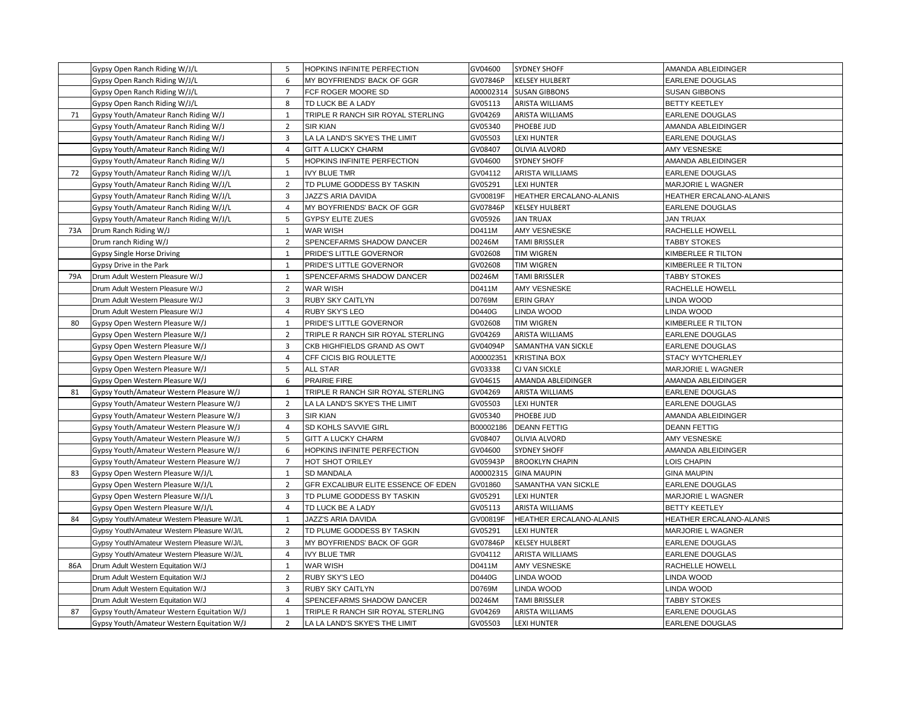| | | | | | | |
|---|---|---|---|---|---|---|
| | Gypsy Open Ranch Riding W/J/L | 5 | HOPKINS INFINITE PERFECTION | GV04600 | SYDNEY SHOFF | AMANDA ABLEIDINGER |
| | Gypsy Open Ranch Riding W/J/L | 6 | MY BOYFRIENDS' BACK OF GGR | GV07846P | KELSEY HULBERT | EARLENE DOUGLAS |
| | Gypsy Open Ranch Riding W/J/L | 7 | FCF ROGER MOORE SD | A00002314 | SUSAN GIBBONS | SUSAN GIBBONS |
| | Gypsy Open Ranch Riding W/J/L | 8 | TD LUCK BE A LADY | GV05113 | ARISTA WILLIAMS | BETTY KEETLEY |
| 71 | Gypsy Youth/Amateur Ranch Riding W/J | 1 | TRIPLE R RANCH SIR ROYAL STERLING | GV04269 | ARISTA WILLIAMS | EARLENE DOUGLAS |
| | Gypsy Youth/Amateur Ranch Riding W/J | 2 | SIR KIAN | GV05340 | PHOEBE JUD | AMANDA ABLEIDINGER |
| | Gypsy Youth/Amateur Ranch Riding W/J | 3 | LA LA LAND'S SKYE'S THE LIMIT | GV05503 | LEXI HUNTER | EARLENE DOUGLAS |
| | Gypsy Youth/Amateur Ranch Riding W/J | 4 | GITT A LUCKY CHARM | GV08407 | OLIVIA ALVORD | AMY VESNESKE |
| | Gypsy Youth/Amateur Ranch Riding W/J | 5 | HOPKINS INFINITE PERFECTION | GV04600 | SYDNEY SHOFF | AMANDA ABLEIDINGER |
| 72 | Gypsy Youth/Amateur Ranch Riding W/J/L | 1 | IVY BLUE TMR | GV04112 | ARISTA WILLIAMS | EARLENE DOUGLAS |
| | Gypsy Youth/Amateur Ranch Riding W/J/L | 2 | TD PLUME GODDESS BY TASKIN | GV05291 | LEXI HUNTER | MARJORIE L WAGNER |
| | Gypsy Youth/Amateur Ranch Riding W/J/L | 3 | JAZZ'S ARIA DAVIDA | GV00819F | HEATHER ERCALANO-ALANIS | HEATHER ERCALANO-ALANIS |
| | Gypsy Youth/Amateur Ranch Riding W/J/L | 4 | MY BOYFRIENDS' BACK OF GGR | GV07846P | KELSEY HULBERT | EARLENE DOUGLAS |
| | Gypsy Youth/Amateur Ranch Riding W/J/L | 5 | GYPSY ELITE ZUES | GV05926 | JAN TRUAX | JAN TRUAX |
| 73A | Drum Ranch Riding W/J | 1 | WAR WISH | D0411M | AMY VESNESKE | RACHELLE HOWELL |
| | Drum ranch Riding W/J | 2 | SPENCEFARMS SHADOW DANCER | D0246M | TAMI BRISSLER | TABBY STOKES |
| | Gypsy Single Horse Driving | 1 | PRIDE'S LITTLE GOVERNOR | GV02608 | TIM WIGREN | KIMBERLEE R TILTON |
| | Gypsy Drive in the Park | 1 | PRIDE'S LITTLE GOVERNOR | GV02608 | TIM WIGREN | KIMBERLEE R TILTON |
| 79A | Drum Adult Western Pleasure W/J | 1 | SPENCEFARMS SHADOW DANCER | D0246M | TAMI BRISSLER | TABBY STOKES |
| | Drum Adult Western Pleasure W/J | 2 | WAR WISH | D0411M | AMY VESNESKE | RACHELLE HOWELL |
| | Drum Adult Western Pleasure W/J | 3 | RUBY SKY CAITLYN | D0769M | ERIN GRAY | LINDA WOOD |
| | Drum Adult Western Pleasure W/J | 4 | RUBY SKY'S LEO | D0440G | LINDA WOOD | LINDA WOOD |
| 80 | Gypsy Open Western Pleasure W/J | 1 | PRIDE'S LITTLE GOVERNOR | GV02608 | TIM WIGREN | KIMBERLEE R TILTON |
| | Gypsy Open Western Pleasure W/J | 2 | TRIPLE R RANCH SIR ROYAL STERLING | GV04269 | ARISTA WILLIAMS | EARLENE DOUGLAS |
| | Gypsy Open Western Pleasure W/J | 3 | CKB HIGHFIELDS GRAND AS OWT | GV04094P | SAMANTHA VAN SICKLE | EARLENE DOUGLAS |
| | Gypsy Open Western Pleasure W/J | 4 | CFF CICIS BIG ROULETTE | A00002351 | KRISTINA BOX | STACY WYTCHERLEY |
| | Gypsy Open Western Pleasure W/J | 5 | ALL STAR | GV03338 | CJ VAN SICKLE | MARJORIE L WAGNER |
| | Gypsy Open Western Pleasure W/J | 6 | PRAIRIE FIRE | GV04615 | AMANDA ABLEIDINGER | AMANDA ABLEIDINGER |
| 81 | Gypsy Youth/Amateur Western Pleasure W/J | 1 | TRIPLE R RANCH SIR ROYAL STERLING | GV04269 | ARISTA WILLIAMS | EARLENE DOUGLAS |
| | Gypsy Youth/Amateur Western Pleasure W/J | 2 | LA LA LAND'S SKYE'S THE LIMIT | GV05503 | LEXI HUNTER | EARLENE DOUGLAS |
| | Gypsy Youth/Amateur Western Pleasure W/J | 3 | SIR KIAN | GV05340 | PHOEBE JUD | AMANDA ABLEIDINGER |
| | Gypsy Youth/Amateur Western Pleasure W/J | 4 | SD KOHLS SAVVIE GIRL | B00002186 | DEANN FETTIG | DEANN FETTIG |
| | Gypsy Youth/Amateur Western Pleasure W/J | 5 | GITT A LUCKY CHARM | GV08407 | OLIVIA ALVORD | AMY VESNESKE |
| | Gypsy Youth/Amateur Western Pleasure W/J | 6 | HOPKINS INFINITE PERFECTION | GV04600 | SYDNEY SHOFF | AMANDA ABLEIDINGER |
| | Gypsy Youth/Amateur Western Pleasure W/J | 7 | HOT SHOT O'RILEY | GV05943P | BROOKLYN CHAPIN | LOIS CHAPIN |
| 83 | Gypsy Open Western Pleasure W/J/L | 1 | SD MANDALA | A00002315 | GINA MAUPIN | GINA MAUPIN |
| | Gypsy Open Western Pleasure W/J/L | 2 | GFR EXCALIBUR ELITE ESSENCE OF EDEN | GV01860 | SAMANTHA VAN SICKLE | EARLENE DOUGLAS |
| | Gypsy Open Western Pleasure W/J/L | 3 | TD PLUME GODDESS BY TASKIN | GV05291 | LEXI HUNTER | MARJORIE L WAGNER |
| | Gypsy Open Western Pleasure W/J/L | 4 | TD LUCK BE A LADY | GV05113 | ARISTA WILLIAMS | BETTY KEETLEY |
| 84 | Gypsy Youth/Amateur Western Pleasure W/J/L | 1 | JAZZ'S ARIA DAVIDA | GV00819F | HEATHER ERCALANO-ALANIS | HEATHER ERCALANO-ALANIS |
| | Gypsy Youth/Amateur Western Pleasure W/J/L | 2 | TD PLUME GODDESS BY TASKIN | GV05291 | LEXI HUNTER | MARJORIE L WAGNER |
| | Gypsy Youth/Amateur Western Pleasure W/J/L | 3 | MY BOYFRIENDS' BACK OF GGR | GV07846P | KELSEY HULBERT | EARLENE DOUGLAS |
| | Gypsy Youth/Amateur Western Pleasure W/J/L | 4 | IVY BLUE TMR | GV04112 | ARISTA WILLIAMS | EARLENE DOUGLAS |
| 86A | Drum Adult Western Equitation W/J | 1 | WAR WISH | D0411M | AMY VESNESKE | RACHELLE HOWELL |
| | Drum Adult Western Equitation W/J | 2 | RUBY SKY'S LEO | D0440G | LINDA WOOD | LINDA WOOD |
| | Drum Adult Western Equitation W/J | 3 | RUBY SKY CAITLYN | D0769M | LINDA WOOD | LINDA WOOD |
| | Drum Adult Western Equitation W/J | 4 | SPENCEFARMS SHADOW DANCER | D0246M | TAMI BRISSLER | TABBY STOKES |
| 87 | Gypsy Youth/Amateur Western Equitation W/J | 1 | TRIPLE R RANCH SIR ROYAL STERLING | GV04269 | ARISTA WILLIAMS | EARLENE DOUGLAS |
| | Gypsy Youth/Amateur Western Equitation W/J | 2 | LA LA LAND'S SKYE'S THE LIMIT | GV05503 | LEXI HUNTER | EARLENE DOUGLAS |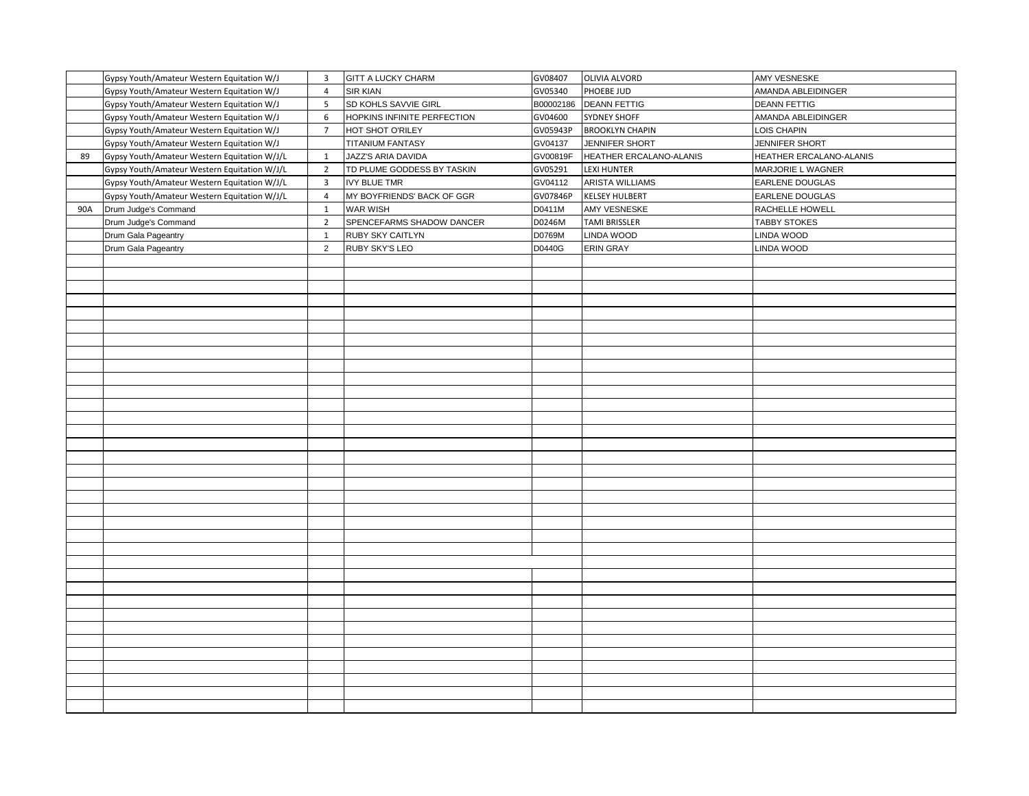| | | | | | | |
|---|---|---|---|---|---|---|
| | Gypsy Youth/Amateur Western Equitation W/J | 3 | GITT A LUCKY CHARM | GV08407 | OLIVIA ALVORD | AMY VESNESKE |
| | Gypsy Youth/Amateur Western Equitation W/J | 4 | SIR KIAN | GV05340 | PHOEBE JUD | AMANDA ABLEIDINGER |
| | Gypsy Youth/Amateur Western Equitation W/J | 5 | SD KOHLS SAVVIE GIRL | B00002186 | DEANN FETTIG | DEANN FETTIG |
| | Gypsy Youth/Amateur Western Equitation W/J | 6 | HOPKINS INFINITE PERFECTION | GV04600 | SYDNEY SHOFF | AMANDA ABLEIDINGER |
| | Gypsy Youth/Amateur Western Equitation W/J | 7 | HOT SHOT O'RILEY | GV05943P | BROOKLYN CHAPIN | LOIS CHAPIN |
| | Gypsy Youth/Amateur Western Equitation W/J | | TITANIUM FANTASY | GV04137 | JENNIFER SHORT | JENNIFER SHORT |
| 89 | Gypsy Youth/Amateur Western Equitation W/J/L | 1 | JAZZ'S ARIA DAVIDA | GV00819F | HEATHER ERCALANO-ALANIS | HEATHER ERCALANO-ALANIS |
| | Gypsy Youth/Amateur Western Equitation W/J/L | 2 | TD PLUME GODDESS BY TASKIN | GV05291 | LEXI HUNTER | MARJORIE L WAGNER |
| | Gypsy Youth/Amateur Western Equitation W/J/L | 3 | IVY BLUE TMR | GV04112 | ARISTA WILLIAMS | EARLENE DOUGLAS |
| | Gypsy Youth/Amateur Western Equitation W/J/L | 4 | MY BOYFRIENDS' BACK OF GGR | GV07846P | KELSEY HULBERT | EARLENE DOUGLAS |
| 90A | Drum Judge's Command | 1 | WAR WISH | D0411M | AMY VESNESKE | RACHELLE HOWELL |
| | Drum Judge's Command | 2 | SPENCEFARMS SHADOW DANCER | D0246M | TAMI BRISSLER | TABBY STOKES |
| | Drum Gala Pageantry | 1 | RUBY SKY CAITLYN | D0769M | LINDA WOOD | LINDA WOOD |
| | Drum Gala Pageantry | 2 | RUBY SKY'S LEO | D0440G | ERIN GRAY | LINDA WOOD |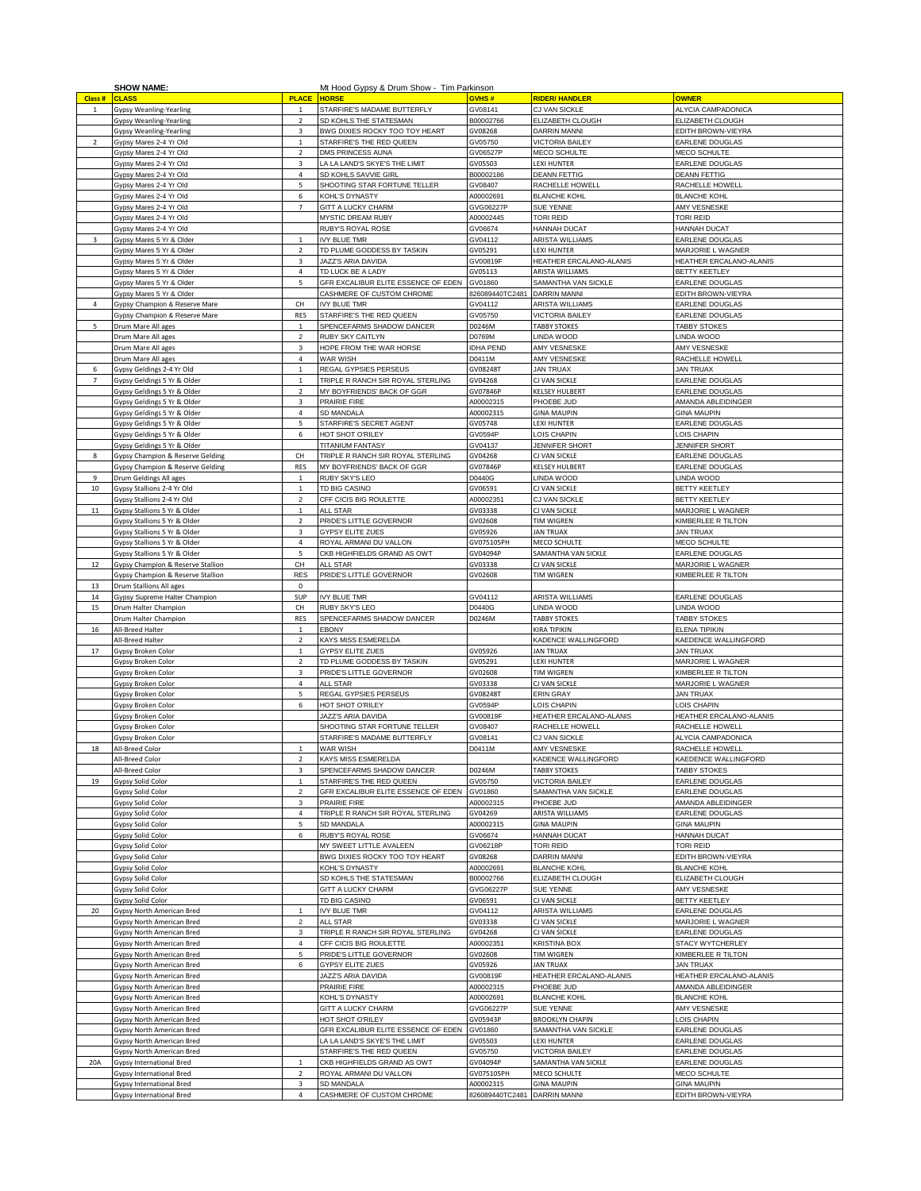**SHOW NAME:** Mt Hood Gypsy & Drum Show - Tim Parkinson

| Class # | CLASS | PLACE | HORSE | GVHS # | RIDER/ HANDLER | OWNER |
|---|---|---|---|---|---|---|
| 1 | Gypsy Weanling-Yearling | 1 | STARFIRE'S MADAME BUTTERFLY | GV08141 | CJ VAN SICKLE | ALYCIA CAMPADONICA |
| | Gypsy Weanling-Yearling | 2 | SD KOHLS THE STATESMAN | B00002766 | ELIZABETH CLOUGH | ELIZABETH CLOUGH |
| | Gypsy Weanling-Yearling | 3 | BWG DIXIES ROCKY TOO TOY HEART | GV08268 | DARRIN MANNI | EDITH BROWN-VIEYRA |
| 2 | Gypsy Mares 2-4 Yr Old | 1 | STARFIRE'S THE RED QUEEN | GV05750 | VICTORIA BAILEY | EARLENE DOUGLAS |
| | Gypsy Mares 2-4 Yr Old | 2 | DMS PRINCESS AUNA | GV06527P | MECO SCHULTE | MECO SCHULTE |
| | Gypsy Mares 2-4 Yr Old | 3 | LA LA LAND'S SKYE'S THE LIMIT | GV05503 | LEXI HUNTER | EARLENE DOUGLAS |
| | Gypsy Mares 2-4 Yr Old | 4 | SD KOHLS SAVVIE GIRL | B00002186 | DEANN FETTIG | DEANN FETTIG |
| | Gypsy Mares 2-4 Yr Old | 5 | SHOOTING STAR FORTUNE TELLER | GV08407 | RACHELLE HOWELL | RACHELLE HOWELL |
| | Gypsy Mares 2-4 Yr Old | 6 | KOHL'S DYNASTY | A00002691 | BLANCHE KOHL | BLANCHE KOHL |
| | Gypsy Mares 2-4 Yr Old | 7 | GITT A LUCKY CHARM | GVG06227P | SUE YENNE | AMY VESNESKE |
| | Gypsy Mares 2-4 Yr Old | | MYSTIC DREAM RUBY | A00002445 | TORI REID | TORI REID |
| | Gypsy Mares 2-4 Yr Old | | RUBY'S ROYAL ROSE | GV06674 | HANNAH DUCAT | HANNAH DUCAT |
| 3 | Gypsy Mares 5 Yr & Older | 1 | IVY BLUE TMR | GV04112 | ARISTA WILLIAMS | EARLENE DOUGLAS |
| | Gypsy Mares 5 Yr & Older | 2 | TD PLUME GODDESS BY TASKIN | GV05291 | LEXI HUNTER | MARJORIE L WAGNER |
| | Gypsy Mares 5 Yr & Older | 3 | JAZZ'S ARIA DAVIDA | GV00819F | HEATHER ERCALANO-ALANIS | HEATHER ERCALANO-ALANIS |
| | Gypsy Mares 5 Yr & Older | 4 | TD LUCK BE A LADY | GV05113 | ARISTA WILLIAMS | BETTY KEETLEY |
| | Gypsy Mares 5 Yr & Older | 5 | GFR EXCALIBUR ELITE ESSENCE OF EDEN | GV01860 | SAMANTHA VAN SICKLE | EARLENE DOUGLAS |
| | Gypsy Mares 5 Yr & Older | | CASHMERE OF CUSTOM CHROME | 826089440TC2481 | DARRIN MANNI | EDITH BROWN-VIEYRA |
| 4 | Gypsy Champion & Reserve Mare | CH | IVY BLUE TMR | GV04112 | ARISTA WILLIAMS | EARLENE DOUGLAS |
| | Gypsy Champion & Reserve Mare | RES | STARFIRE'S THE RED QUEEN | GV05750 | VICTORIA BAILEY | EARLENE DOUGLAS |
| 5 | Drum Mare All ages | 1 | SPENCEFARMS SHADOW DANCER | D0246M | TABBY STOKES | TABBY STOKES |
| | Drum Mare All ages | 2 | RUBY SKY CAITLYN | D0769M | LINDA WOOD | LINDA WOOD |
| | Drum Mare All ages | 3 | HOPE FROM THE WAR HORSE | IDHA PEND | AMY VESNESKE | AMY VESNESKE |
| | Drum Mare All ages | 4 | WAR WISH | D0411M | AMY VESNESKE | RACHELLE HOWELL |
| 6 | Gypsy Geldings 2-4 Yr Old | 1 | REGAL GYPSIES PERSEUS | GV08248T | JAN TRUAX | JAN TRUAX |
| 7 | Gypsy Geldings 5 Yr & Older | 1 | TRIPLE R RANCH SIR ROYAL STERLING | GV04268 | CJ VAN SICKLE | EARLENE DOUGLAS |
| | Gypsy Geldings 5 Yr & Older | 2 | MY BOYFRIENDS' BACK OF GGR | GV07846P | KELSEY HULBERT | EARLENE DOUGLAS |
| | Gypsy Geldings 5 Yr & Older | 3 | PRAIRIE FIRE | A00002315 | PHOEBE JUD | AMANDA ABLEIDINGER |
| | Gypsy Geldings 5 Yr & Older | 4 | SD MANDALA | A00002315 | GINA MAUPIN | GINA MAUPIN |
| | Gypsy Geldings 5 Yr & Older | 5 | STARFIRE'S SECRET AGENT | GV05748 | LEXI HUNTER | EARLENE DOUGLAS |
| | Gypsy Geldings 5 Yr & Older | 6 | HOT SHOT O'RILEY | GV0594P | LOIS CHAPIN | LOIS CHAPIN |
| | Gypsy Geldings 5 Yr & Older | | TITANIUM FANTASY | GV04137 | JENNIFER SHORT | JENNIFER SHORT |
| 8 | Gypsy Champion & Reserve Gelding | CH | TRIPLE R RANCH SIR ROYAL STERLING | GV04268 | CJ VAN SICKLE | EARLENE DOUGLAS |
| | Gypsy Champion & Reserve Gelding | RES | MY BOYFRIENDS' BACK OF GGR | GV07846P | KELSEY HULBERT | EARLENE DOUGLAS |
| 9 | Drum Geldings All ages | 1 | RUBY SKY'S LEO | D0440G | LINDA WOOD | LINDA WOOD |
| 10 | Gypsy Stallions 2-4 Yr Old | 1 | TD BIG CASINO | GV06591 | CJ VAN SICKLE | BETTY KEETLEY |
| | Gypsy Stallions 2-4 Yr Old | 2 | CFF CICIS BIG ROULETTE | A00002351 | CJ VAN SICKLE | BETTY KEETLEY |
| 11 | Gypsy Stallions 5 Yr & Older | 1 | ALL STAR | GV03338 | CJ VAN SICKLE | MARJORIE L WAGNER |
| | Gypsy Stallions 5 Yr & Older | 2 | PRIDE'S LITTLE GOVERNOR | GV02608 | TIM WIGREN | KIMBERLEE R TILTON |
| | Gypsy Stallions 5 Yr & Older | 3 | GYPSY ELITE ZUES | GV05926 | JAN TRUAX | JAN TRUAX |
| | Gypsy Stallions 5 Yr & Older | 4 | ROYAL ARMANI DU VALLON | GV075105PH | MECO SCHULTE | MECO SCHULTE |
| | Gypsy Stallions 5 Yr & Older | 5 | CKB HIGHFIELDS GRAND AS OWT | GV04094P | SAMANTHA VAN SICKLE | EARLENE DOUGLAS |
| 12 | Gypsy Champion & Reserve Stallion | CH | ALL STAR | GV03338 | CJ VAN SICKLE | MARJORIE L WAGNER |
| | Gypsy Champion & Reserve Stallion | RES | PRIDE'S LITTLE GOVERNOR | GV02608 | TIM WIGREN | KIMBERLEE R TILTON |
| 13 | Drum Stallions All ages | 0 | | | | |
| 14 | Gypsy Supreme Halter Champion | SUP | IVY BLUE TMR | GV04112 | ARISTA WILLIAMS | EARLENE DOUGLAS |
| 15 | Drum Halter Champion | CH | RUBY SKY'S LEO | D0440G | LINDA WOOD | LINDA WOOD |
| | Drum Halter Champion | RES | SPENCEFARMS SHADOW DANCER | D0246M | TABBY STOKES | TABBY STOKES |
| 16 | All-Breed Halter | 1 | EBONY | | KIRA TIPIKIN | ELENA TIPIKIN |
| | All-Breed Halter | 2 | KAYS MISS ESMERELDA | | KADENCE WALLINGFORD | KAEDENCE WALLINGFORD |
| 17 | Gypsy Broken Color | 1 | GYPSY ELITE ZUES | GV05926 | JAN TRUAX | JAN TRUAX |
| | Gypsy Broken Color | 2 | TD PLUME GODDESS BY TASKIN | GV05291 | LEXI HUNTER | MARJORIE L WAGNER |
| | Gypsy Broken Color | 3 | PRIDE'S LITTLE GOVERNOR | GV02608 | TIM WIGREN | KIMBERLEE R TILTON |
| | Gypsy Broken Color | 4 | ALL STAR | GV03338 | CJ VAN SICKLE | MARJORIE L WAGNER |
| | Gypsy Broken Color | 5 | REGAL GYPSIES PERSEUS | GV08248T | ERIN GRAY | JAN TRUAX |
| | Gypsy Broken Color | 6 | HOT SHOT O'RILEY | GV0594P | LOIS CHAPIN | LOIS CHAPIN |
| | Gypsy Broken Color | | JAZZ'S ARIA DAVIDA | GV00819F | HEATHER ERCALANO-ALANIS | HEATHER ERCALANO-ALANIS |
| | Gypsy Broken Color | | SHOOTING STAR FORTUNE TELLER | GV08407 | RACHELLE HOWELL | RACHELLE HOWELL |
| | Gypsy Broken Color | | STARFIRE'S MADAME BUTTERFLY | GV08141 | CJ VAN SICKLE | ALYCIA CAMPADONICA |
| 18 | All-Breed Color | 1 | WAR WISH | D0411M | AMY VESNESKE | RACHELLE HOWELL |
| | All-Breed Color | 2 | KAYS MISS ESMERELDA | | KADENCE WALLINGFORD | KAEDENCE WALLINGFORD |
| | All-Breed Color | 3 | SPENCEFARMS SHADOW DANCER | D0246M | TABBY STOKES | TABBY STOKES |
| 19 | Gypsy Solid Color | 1 | STARFIRE'S THE RED QUEEN | GV05750 | VICTORIA BAILEY | EARLENE DOUGLAS |
| | Gypsy Solid Color | 2 | GFR EXCALIBUR ELITE ESSENCE OF EDEN | GV01860 | SAMANTHA VAN SICKLE | EARLENE DOUGLAS |
| | Gypsy Solid Color | 3 | PRAIRIE FIRE | A00002315 | PHOEBE JUD | AMANDA ABLEIDINGER |
| | Gypsy Solid Color | 4 | TRIPLE R RANCH SIR ROYAL STERLING | GV04269 | ARISTA WILLIAMS | EARLENE DOUGLAS |
| | Gypsy Solid Color | 5 | SD MANDALA | A00002315 | GINA MAUPIN | GINA MAUPIN |
| | Gypsy Solid Color | 6 | RUBY'S ROYAL ROSE | GV06674 | HANNAH DUCAT | HANNAH DUCAT |
| | Gypsy Solid Color | | MY SWEET LITTLE AVALEEN | GV06218P | TORI REID | TORI REID |
| | Gypsy Solid Color | | BWG DIXIES ROCKY TOO TOY HEART | GV08268 | DARRIN MANNI | EDITH BROWN-VIEYRA |
| | Gypsy Solid Color | | KOHL'S DYNASTY | A00002691 | BLANCHE KOHL | BLANCHE KOHL |
| | Gypsy Solid Color | | SD KOHLS THE STATESMAN | B00002766 | ELIZABETH CLOUGH | ELIZABETH CLOUGH |
| | Gypsy Solid Color | | GITT A LUCKY CHARM | GVG06227P | SUE YENNE | AMY VESNESKE |
| | Gypsy Solid Color | | TD BIG CASINO | GV06591 | CJ VAN SICKLE | BETTY KEETLEY |
| 20 | Gypsy North American Bred | 1 | IVY BLUE TMR | GV04112 | ARISTA WILLIAMS | EARLENE DOUGLAS |
| | Gypsy North American Bred | 2 | ALL STAR | GV03338 | CJ VAN SICKLE | MARJORIE L WAGNER |
| | Gypsy North American Bred | 3 | TRIPLE R RANCH SIR ROYAL STERLING | GV04268 | CJ VAN SICKLE | EARLENE DOUGLAS |
| | Gypsy North American Bred | 4 | CFF CICIS BIG ROULETTE | A00002351 | KRISTINA BOX | STACY WYTCHERLEY |
| | Gypsy North American Bred | 5 | PRIDE'S LITTLE GOVERNOR | GV02608 | TIM WIGREN | KIMBERLEE R TILTON |
| | Gypsy North American Bred | 6 | GYPSY ELITE ZUES | GV05926 | JAN TRUAX | JAN TRUAX |
| | Gypsy North American Bred | | JAZZ'S ARIA DAVIDA | GV00819F | HEATHER ERCALANO-ALANIS | HEATHER ERCALANO-ALANIS |
| | Gypsy North American Bred | | PRAIRIE FIRE | A00002315 | PHOEBE JUD | AMANDA ABLEIDINGER |
| | Gypsy North American Bred | | KOHL'S DYNASTY | A00002691 | BLANCHE KOHL | BLANCHE KOHL |
| | Gypsy North American Bred | | GITT A LUCKY CHARM | GVG06227P | SUE YENNE | AMY VESNESKE |
| | Gypsy North American Bred | | HOT SHOT O'RILEY | GV05943P | BROOKLYN CHAPIN | LOIS CHAPIN |
| | Gypsy North American Bred | | GFR EXCALIBUR ELITE ESSENCE OF EDEN | GV01860 | SAMANTHA VAN SICKLE | EARLENE DOUGLAS |
| | Gypsy North American Bred | | LA LA LAND'S SKYE'S THE LIMIT | GV05503 | LEXI HUNTER | EARLENE DOUGLAS |
| | Gypsy North American Bred | | STARFIRE'S THE RED QUEEN | GV05750 | VICTORIA BAILEY | EARLENE DOUGLAS |
| 20A | Gypsy International Bred | 1 | CKB HIGHFIELDS GRAND AS OWT | GV04094P | SAMANTHA VAN SICKLE | EARLENE DOUGLAS |
| | Gypsy International Bred | 2 | ROYAL ARMANI DU VALLON | GV075105PH | MECO SCHULTE | MECO SCHULTE |
| | Gypsy International Bred | 3 | SD MANDALA | A00002315 | GINA MAUPIN | GINA MAUPIN |
| | Gypsy International Bred | 4 | CASHMERE OF CUSTOM CHROME | 826089440TC2481 | DARRIN MANNI | EDITH BROWN-VIEYRA |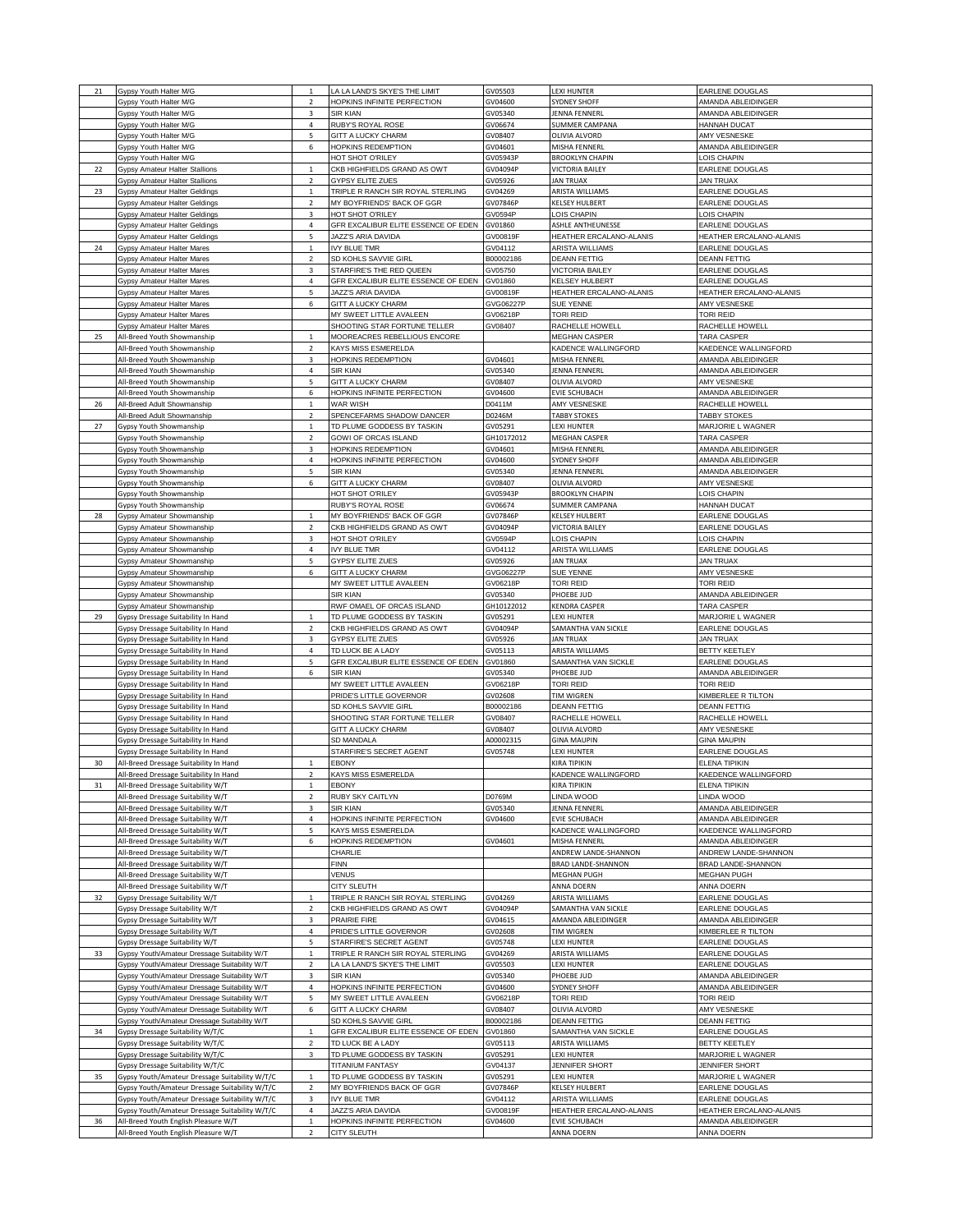| | | | | | | |
|---|---|---|---|---|---|---|
| 21 | Gypsy Youth Halter M/G | 1 | LA LA LAND'S SKYE'S THE LIMIT | GV05503 | LEXI HUNTER | EARLENE DOUGLAS |
| | Gypsy Youth Halter M/G | 2 | HOPKINS INFINITE PERFECTION | GV04600 | SYDNEY SHOFF | AMANDA ABLEIDINGER |
| | Gypsy Youth Halter M/G | 3 | SIR KIAN | GV05340 | JENNA FENNERL | AMANDA ABLEIDINGER |
| | Gypsy Youth Halter M/G | 4 | RUBY'S ROYAL ROSE | GV06674 | SUMMER CAMPANA | HANNAH DUCAT |
| | Gypsy Youth Halter M/G | 5 | GITT A LUCKY CHARM | GV08407 | OLIVIA ALVORD | AMY VESNESKE |
| | Gypsy Youth Halter M/G | 6 | HOPKINS REDEMPTION | GV04601 | MISHA FENNERL | AMANDA ABLEIDINGER |
| | Gypsy Youth Halter M/G | | HOT SHOT O'RILEY | GV05943P | BROOKLYN CHAPIN | LOIS CHAPIN |
| 22 | Gypsy Amateur Halter Stallions | 1 | CKB HIGHFIELDS GRAND AS OWT | GV04094P | VICTORIA BAILEY | EARLENE DOUGLAS |
| | Gypsy Amateur Halter Stallions | 2 | GYPSY ELITE ZUES | GV05926 | JAN TRUAX | JAN TRUAX |
| 23 | Gypsy Amateur Halter Geldings | 1 | TRIPLE R RANCH SIR ROYAL STERLING | GV04269 | ARISTA WILLIAMS | EARLENE DOUGLAS |
| | Gypsy Amateur Halter Geldings | 2 | MY BOYFRIENDS' BACK OF GGR | GV07846P | KELSEY HULBERT | EARLENE DOUGLAS |
| | Gypsy Amateur Halter Geldings | 3 | HOT SHOT O'RILEY | GV0594P | LOIS CHAPIN | LOIS CHAPIN |
| | Gypsy Amateur Halter Geldings | 4 | GFR EXCALIBUR ELITE ESSENCE OF EDEN | GV01860 | ASHLE ANTHEUNESSE | EARLENE DOUGLAS |
| | Gypsy Amateur Halter Geldings | 5 | JAZZ'S ARIA DAVIDA | GV00819F | HEATHER ERCALANO-ALANIS | HEATHER ERCALANO-ALANIS |
| 24 | Gypsy Amateur Halter Mares | 1 | IVY BLUE TMR | GV04112 | ARISTA WILLIAMS | EARLENE DOUGLAS |
| | Gypsy Amateur Halter Mares | 2 | SD KOHLS SAVVIE GIRL | B00002186 | DEANN FETTIG | DEANN FETTIG |
| | Gypsy Amateur Halter Mares | 3 | STARFIRE'S THE RED QUEEN | GV05750 | VICTORIA BAILEY | EARLENE DOUGLAS |
| | Gypsy Amateur Halter Mares | 4 | GFR EXCALIBUR ELITE ESSENCE OF EDEN | GV01860 | KELSEY HULBERT | EARLENE DOUGLAS |
| | Gypsy Amateur Halter Mares | 5 | JAZZ'S ARIA DAVIDA | GV00819F | HEATHER ERCALANO-ALANIS | HEATHER ERCALANO-ALANIS |
| | Gypsy Amateur Halter Mares | 6 | GITT A LUCKY CHARM | GVG06227P | SUE YENNE | AMY VESNESKE |
| | Gypsy Amateur Halter Mares | | MY SWEET LITTLE AVALEEN | GV06218P | TORI REID | TORI REID |
| | Gypsy Amateur Halter Mares | | SHOOTING STAR FORTUNE TELLER | GV08407 | RACHELLE HOWELL | RACHELLE HOWELL |
| 25 | All-Breed Youth Showmanship | 1 | MOOREACRES REBELLIOUS ENCORE | | MEGHAN CASPER | TARA CASPER |
| | All-Breed Youth Showmanship | 2 | KAYS MISS ESMERELDA | | KAEDENCE WALLINGFORD | KAEDENCE WALLINGFORD |
| | All-Breed Youth Showmanship | 3 | HOPKINS REDEMPTION | GV04601 | MISHA FENNERL | AMANDA ABLEIDINGER |
| | All-Breed Youth Showmanship | 4 | SIR KIAN | GV05340 | JENNA FENNERL | AMANDA ABLEIDINGER |
| | All-Breed Youth Showmanship | 5 | GITT A LUCKY CHARM | GV08407 | OLIVIA ALVORD | AMY VESNESKE |
| | All-Breed Youth Showmanship | 6 | HOPKINS INFINITE PERFECTION | GV04600 | EVIE SCHUBACH | AMANDA ABLEIDINGER |
| 26 | All-Breed Adult Showmanship | 1 | WAR WISH | D0411M | AMY VESNESKE | RACHELLE HOWELL |
| | All-Breed Adult Showmanship | 2 | SPENCEFARMS SHADOW DANCER | D0246M | TABBY STOKES | TABBY STOKES |
| 27 | Gypsy Youth Showmanship | 1 | TD PLUME GODDESS BY TASKIN | GV05291 | LEXI HUNTER | MARJORIE L WAGNER |
| | Gypsy Youth Showmanship | 2 | GOWI OF ORCAS ISLAND | GH10172012 | MEGHAN CASPER | TARA CASPER |
| | Gypsy Youth Showmanship | 3 | HOPKINS REDEMPTION | GV04601 | MISHA FENNERL | AMANDA ABLEIDINGER |
| | Gypsy Youth Showmanship | 4 | HOPKINS INFINITE PERFECTION | GV04600 | SYDNEY SHOFF | AMANDA ABLEIDINGER |
| | Gypsy Youth Showmanship | 5 | SIR KIAN | GV05340 | JENNA FENNERL | AMANDA ABLEIDINGER |
| | Gypsy Youth Showmanship | 6 | GITT A LUCKY CHARM | GV08407 | OLIVIA ALVORD | AMY VESNESKE |
| | Gypsy Youth Showmanship | | HOT SHOT O'RILEY | GV05943P | BROOKLYN CHAPIN | LOIS CHAPIN |
| | Gypsy Youth Showmanship | | RUBY'S ROYAL ROSE | GV06674 | SUMMER CAMPANA | HANNAH DUCAT |
| 28 | Gypsy Amateur Showmanship | 1 | MY BOYFRIENDS' BACK OF GGR | GV07846P | KELSEY HULBERT | EARLENE DOUGLAS |
| | Gypsy Amateur Showmanship | 2 | CKB HIGHFIELDS GRAND AS OWT | GV04094P | VICTORIA BAILEY | EARLENE DOUGLAS |
| | Gypsy Amateur Showmanship | 3 | HOT SHOT O'RILEY | GV0594P | LOIS CHAPIN | LOIS CHAPIN |
| | Gypsy Amateur Showmanship | 4 | IVY BLUE TMR | GV04112 | ARISTA WILLIAMS | EARLENE DOUGLAS |
| | Gypsy Amateur Showmanship | 5 | GYPSY ELITE ZUES | GV05926 | JAN TRUAX | JAN TRUAX |
| | Gypsy Amateur Showmanship | 6 | GITT A LUCKY CHARM | GVG06227P | SUE YENNE | AMY VESNESKE |
| | Gypsy Amateur Showmanship | | MY SWEET LITTLE AVALEEN | GV06218P | TORI REID | TORI REID |
| | Gypsy Amateur Showmanship | | SIR KIAN | GV05340 | PHOEBE JUD | AMANDA ABLEIDINGER |
| | Gypsy Amateur Showmanship | | RWF OMAEL OF ORCAS ISLAND | GH10122012 | KENDRA CASPER | TARA CASPER |
| 29 | Gypsy Dressage Suitability In Hand | 1 | TD PLUME GODDESS BY TASKIN | GV05291 | LEXI HUNTER | MARJORIE L WAGNER |
| | Gypsy Dressage Suitability In Hand | 2 | CKB HIGHFIELDS GRAND AS OWT | GV04094P | SAMANTHA VAN SICKLE | EARLENE DOUGLAS |
| | Gypsy Dressage Suitability In Hand | 3 | GYPSY ELITE ZUES | GV05926 | JAN TRUAX | JAN TRUAX |
| | Gypsy Dressage Suitability In Hand | 4 | TD LUCK BE A LADY | GV05113 | ARISTA WILLIAMS | BETTY KEETLEY |
| | Gypsy Dressage Suitability In Hand | 5 | GFR EXCALIBUR ELITE ESSENCE OF EDEN | GV01860 | SAMANTHA VAN SICKLE | EARLENE DOUGLAS |
| | Gypsy Dressage Suitability In Hand | 6 | SIR KIAN | GV05340 | PHOEBE JUD | AMANDA ABLEIDINGER |
| | Gypsy Dressage Suitability In Hand | | MY SWEET LITTLE AVALEEN | GV06218P | TORI REID | TORI REID |
| | Gypsy Dressage Suitability In Hand | | PRIDE'S LITTLE GOVERNOR | GV02608 | TIM WIGREN | KIMBERLEE R TILTON |
| | Gypsy Dressage Suitability In Hand | | SD KOHLS SAVVIE GIRL | B00002186 | DEANN FETTIG | DEANN FETTIG |
| | Gypsy Dressage Suitability In Hand | | SHOOTING STAR FORTUNE TELLER | GV08407 | RACHELLE HOWELL | RACHELLE HOWELL |
| | Gypsy Dressage Suitability In Hand | | GITT A LUCKY CHARM | GV08407 | OLIVIA ALVORD | AMY VESNESKE |
| | Gypsy Dressage Suitability In Hand | | SD MANDALA | A00002315 | GINA MAUPIN | GINA MAUPIN |
| | Gypsy Dressage Suitability In Hand | | STARFIRE'S SECRET AGENT | GV05748 | LEXI HUNTER | EARLENE DOUGLAS |
| 30 | All-Breed Dressage Suitability In Hand | 1 | EBONY | | KIRA TIPIKIN | ELENA TIPIKIN |
| | All-Breed Dressage Suitability In Hand | 2 | KAYS MISS ESMERELDA | | KADENCE WALLINGFORD | KAEDENCE WALLINGFORD |
| 31 | All-Breed Dressage Suitability W/T | 1 | EBONY | | KIRA TIPIKIN | ELENA TIPIKIN |
| | All-Breed Dressage Suitability W/T | 2 | RUBY SKY CAITLYN | D0769M | LINDA WOOD | LINDA WOOD |
| | All-Breed Dressage Suitability W/T | 3 | SIR KIAN | GV05340 | JENNA FENNERL | AMANDA ABLEIDINGER |
| | All-Breed Dressage Suitability W/T | 4 | HOPKINS INFINITE PERFECTION | GV04600 | EVIE SCHUBACH | AMANDA ABLEIDINGER |
| | All-Breed Dressage Suitability W/T | 5 | KAYS MISS ESMERELDA | | KAEDENCE WALLINGFORD | KAEDENCE WALLINGFORD |
| | All-Breed Dressage Suitability W/T | 6 | HOPKINS REDEMPTION | GV04601 | MISHA FENNERL | AMANDA ABLEIDINGER |
| | All-Breed Dressage Suitability W/T | | CHARLIE | | ANDREW LANDE-SHANNON | ANDREW LANDE-SHANNON |
| | All-Breed Dressage Suitability W/T | | FINN | | BRAD LANDE-SHANNON | BRAD LANDE-SHANNON |
| | All-Breed Dressage Suitability W/T | | VENUS | | MEGHAN PUGH | MEGHAN PUGH |
| | All-Breed Dressage Suitability W/T | | CITY SLEUTH | | ANNA DOERN | ANNA DOERN |
| 32 | Gypsy Dressage Suitability W/T | 1 | TRIPLE R RANCH SIR ROYAL STERLING | GV04269 | ARISTA WILLIAMS | EARLENE DOUGLAS |
| | Gypsy Dressage Suitability W/T | 2 | CKB HIGHFIELDS GRAND AS OWT | GV04094P | SAMANTHA VAN SICKLE | EARLENE DOUGLAS |
| | Gypsy Dressage Suitability W/T | 3 | PRAIRIE FIRE | GV04615 | AMANDA ABLEIDINGER | AMANDA ABLEIDINGER |
| | Gypsy Dressage Suitability W/T | 4 | PRIDE'S LITTLE GOVERNOR | GV02608 | TIM WIGREN | KIMBERLEE R TILTON |
| | Gypsy Dressage Suitability W/T | 5 | STARFIRE'S SECRET AGENT | GV05748 | LEXI HUNTER | EARLENE DOUGLAS |
| 33 | Gypsy Youth/Amateur Dressage Suitability W/T | 1 | TRIPLE R RANCH SIR ROYAL STERLING | GV04269 | ARISTA WILLIAMS | EARLENE DOUGLAS |
| | Gypsy Youth/Amateur Dressage Suitability W/T | 2 | LA LA LAND'S SKYE'S THE LIMIT | GV05503 | LEXI HUNTER | EARLENE DOUGLAS |
| | Gypsy Youth/Amateur Dressage Suitability W/T | 3 | SIR KIAN | GV05340 | PHOEBE JUD | AMANDA ABLEIDINGER |
| | Gypsy Youth/Amateur Dressage Suitability W/T | 4 | HOPKINS INFINITE PERFECTION | GV04600 | SYDNEY SHOFF | AMANDA ABLEIDINGER |
| | Gypsy Youth/Amateur Dressage Suitability W/T | 5 | MY SWEET LITTLE AVALEEN | GV06218P | TORI REID | TORI REID |
| | Gypsy Youth/Amateur Dressage Suitability W/T | 6 | GITT A LUCKY CHARM | GV08407 | OLIVIA ALVORD | AMY VESNESKE |
| | Gypsy Youth/Amateur Dressage Suitability W/T | | SD KOHLS SAVVIE GIRL | B00002186 | DEANN FETTIG | DEANN FETTIG |
| 34 | Gypsy Dressage Suitability W/T/C | 1 | GFR EXCALIBUR ELITE ESSENCE OF EDEN | GV01860 | SAMANTHA VAN SICKLE | EARLENE DOUGLAS |
| | Gypsy Dressage Suitability W/T/C | 2 | TD LUCK BE A LADY | GV05113 | ARISTA WILLIAMS | BETTY KEETLEY |
| | Gypsy Dressage Suitability W/T/C | 3 | TD PLUME GODDESS BY TASKIN | GV05291 | LEXI HUNTER | MARJORIE L WAGNER |
| | Gypsy Dressage Suitability W/T/C | | TITANIUM FANTASY | GV04137 | JENNIFER SHORT | JENNIFER SHORT |
| 35 | Gypsy Youth/Amateur Dressage Suitability W/T/C | 1 | TD PLUME GODDESS BY TASKIN | GV05291 | LEXI HUNTER | MARJORIE L WAGNER |
| | Gypsy Youth/Amateur Dressage Suitability W/T/C | 2 | MY BOYFRIENDS' BACK OF GGR | GV07846P | KELSEY HULBERT | EARLENE DOUGLAS |
| | Gypsy Youth/Amateur Dressage Suitability W/T/C | 3 | IVY BLUE TMR | GV04112 | ARISTA WILLIAMS | EARLENE DOUGLAS |
| | Gypsy Youth/Amateur Dressage Suitability W/T/C | 4 | JAZZ'S ARIA DAVIDA | GV00819F | HEATHER ERCALANO-ALANIS | HEATHER ERCALANO-ALANIS |
| 36 | All-Breed Youth English Pleasure W/T | 1 | HOPKINS INFINITE PERFECTION | GV04600 | EVIE SCHUBACH | AMANDA ABLEIDINGER |
| | All-Breed Youth English Pleasure W/T | 2 | CITY SLEUTH | | ANNA DOERN | ANNA DOERN |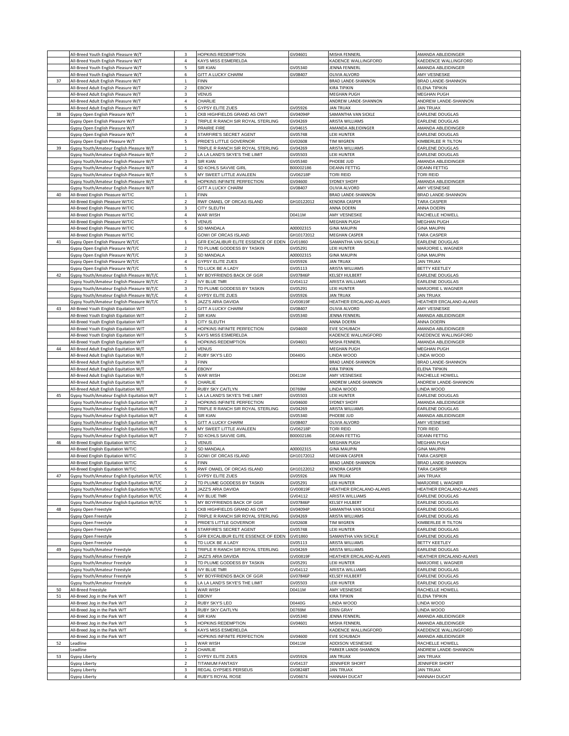| | | | | | | |
|---|---|---|---|---|---|---|
| | All-Breed Youth English Pleasure W/T | 3 | HOPKINS REDEMPTION | GV04601 | MISHA FENNERL | AMANDA ABLEIDINGER |
| | All-Breed Youth English Pleasure W/T | 4 | KAYS MISS ESMERELDA | | KADENCE WALLINGFORD | KAEDENCE WALLINGFORD |
| | All-Breed Youth English Pleasure W/T | 5 | SIR KIAN | GV05340 | JENNA FENNERL | AMANDA ABLEIDINGER |
| | All-Breed Youth English Pleasure W/T | 6 | GITT A LUCKY CHARM | GV08407 | OLIVIA ALVORD | AMY VESNESKE |
| 37 | All-Breed Adult English Pleasure W/T | 1 | FINN | | BRAD LANDE-SHANNON | BRAD LANDE-SHANNON |
| | All-Breed Adult English Pleasure W/T | 2 | EBONY | | KIRA TIPIKIN | ELENA TIPIKIN |
| | All-Breed Adult English Pleasure W/T | 3 | VENUS | | MEGHAN PUGH | MEGHAN PUGH |
| | All-Breed Adult English Pleasure W/T | 4 | CHARLIE | | ANDREW LANDE-SHANNON | ANDREW LANDE-SHANNON |
| | All-Breed Adult English Pleasure W/T | 5 | GYPSY ELITE ZUES | GV05926 | JAN TRUAX | JAN TRUAX |
| 38 | Gypsy Open English Pleasure W/T | 1 | CKB HIGHFIELDS GRAND AS OWT | GV04094P | SAMANTHA VAN SICKLE | EARLENE DOUGLAS |
| | Gypsy Open English Pleasure W/T | 2 | TRIPLE R RANCH SIR ROYAL STERLING | GV04269 | ARISTA WILLIAMS | EARLENE DOUGLAS |
| | Gypsy Open English Pleasure W/T | 3 | PRAIRIE FIRE | GV04615 | AMANDA ABLEIDINGER | AMANDA ABLEIDINGER |
| | Gypsy Open English Pleasure W/T | 4 | STARFIRE'S SECRET AGENT | GV05748 | LEXI HUNTER | EARLENE DOUGLAS |
| | Gypsy Open English Pleasure W/T | 5 | PRIDE'S LITTLE GOVERNOR | GV02608 | TIM WIGREN | KIMBERLEE R TILTON |
| 39 | Gypsy Youth/Amateur English Pleasure W/T | 1 | TRIPLE R RANCH SIR ROYAL STERLING | GV04269 | ARISTA WILLIAMS | EARLENE DOUGLAS |
| | Gypsy Youth/Amateur English Pleasure W/T | 2 | LA LA LAND'S SKYE'S THE LIMIT | GV05503 | LEXI HUNTER | EARLENE DOUGLAS |
| | Gypsy Youth/Amateur English Pleasure W/T | 3 | SIR KIAN | GV05340 | PHOEBE JUD | AMANDA ABLEIDINGER |
| | Gypsy Youth/Amateur English Pleasure W/T | 4 | SD KOHLS SAVVIE GIRL | B00002186 | DEANN FETTIG | DEANN FETTIG |
| | Gypsy Youth/Amateur English Pleasure W/T | 5 | MY SWEET LITTLE AVALEEN | GV06218P | TORI REID | TORI REID |
| | Gypsy Youth/Amateur English Pleasure W/T | 6 | HOPKINS INFINITE PERFECTION | GV04600 | SYDNEY SHOFF | AMANDA ABLEIDINGER |
| | Gypsy Youth/Amateur English Pleasure W/T | | GITT A LUCKY CHARM | GV08407 | OLIVIA ALVORD | AMY VESNESKE |
| 40 | All-Breed English Pleasure W/T/C | 1 | FINN | | BRAD LANDE-SHANNON | BRAD LANDE-SHANNON |
| | All-Breed English Pleasure W/T/C | 2 | RWF OMAEL OF ORCAS ISLAND | GH10122012 | KENDRA CASPER | TARA CASPER |
| | All-Breed English Pleasure W/T/C | 3 | CITY SLEUTH | | ANNA DOERN | ANNA DOERN |
| | All-Breed English Pleasure W/T/C | 4 | WAR WISH | D0411M | AMY VESNESKE | RACHELLE HOWELL |
| | All-Breed English Pleasure W/T/C | 5 | VENUS | | MEGHAN PUGH | MEGHAN PUGH |
| | All-Breed English Pleasure W/T/C | 6 | SD MANDALA | A00002315 | GINA MAUPIN | GINA MAUPIN |
| | All-Breed English Pleasure W/T/C | | GOWI OF ORCAS ISLAND | GH10172012 | MEGHAN CASPER | TARA CASPER |
| 41 | Gypsy Open English Pleasure W/T/C | 1 | GFR EXCALIBUR ELITE ESSENCE OF EDEN | GV01860 | SAMANTHA VAN SICKLE | EARLENE DOUGLAS |
| | Gypsy Open English Pleasure W/T/C | 2 | TD PLUME GODDESS BY TASKIN | GV05291 | LEXI HUNTER | MARJORIE L WAGNER |
| | Gypsy Open English Pleasure W/T/C | 3 | SD MANDALA | A00002315 | GINA MAUPIN | GINA MAUPIN |
| | Gypsy Open English Pleasure W/T/C | 4 | GYPSY ELITE ZUES | GV05926 | JAN TRUAX | JAN TRUAX |
| | Gypsy Open English Pleasure W/T/C | 5 | TD LUCK BE A LADY | GV05113 | ARISTA WILLIAMS | BETTY KEETLEY |
| 42 | Gypsy Youth/Amateur English Pleasure W/T/C | 1 | MY BOYFRIENDS BACK OF GGR | GV07846P | KELSEY HULBERT | EARLENE DOUGLAS |
| | Gypsy Youth/Amateur English Pleasure W/T/C | 2 | IVY BLUE TMR | GV04112 | ARISTA WILLIAMS | EARLENE DOUGLAS |
| | Gypsy Youth/Amateur English Pleasure W/T/C | 3 | TD PLUME GODDESS BY TASKIN | GV05291 | LEXI HUNTER | MARJORIE L WAGNER |
| | Gypsy Youth/Amateur English Pleasure W/T/C | 4 | GYPSY ELITE ZUES | GV05926 | JAN TRUAX | JAN TRUAX |
| | Gypsy Youth/Amateur English Pleasure W/T/C | 5 | JAZZ'S ARIA DAVIDA | GV00819F | HEATHER ERCALANO-ALANIS | HEATHER ERCALANO-ALANIS |
| 43 | All-Breed Youth English Equitation W/T | 1 | GITT A LUCKY CHARM | GV08407 | OLIVIA ALVORD | AMY VESNESKE |
| | All-Breed Youth English Equitation W/T | 2 | SIR KIAN | GV05340 | JENNA FENNERL | AMANDA ABLEIDINGER |
| | All-Breed Youth English Equitation W/T | 3 | CITY SLEUTH | | ANNA DOERN | ANNA DOERN |
| | All-Breed Youth English Equitation W/T | 4 | HOPKINS INFINITE PERFECTION | GV04600 | EVIE SCHUBACH | AMANDA ABLEIDINGER |
| | All-Breed Youth English Equitation W/T | 5 | KAYS MISS ESMERELDA | | KADENCE WALLINGFORD | KAEDENCE WALLINGFORD |
| | All-Breed Youth English Equitation W/T | 6 | HOPKINS REDEMPTION | GV04601 | MISHA FENNERL | AMANDA ABLEIDINGER |
| 44 | All-Breed Adult English Equitation W/T | 1 | VENUS | | MEGHAN PUGH | MEGHAN PUGH |
| | All-Breed Adult English Equitation W/T | 2 | RUBY SKY'S LEO | D0440G | LINDA WOOD | LINDA WOOD |
| | All-Breed Adult English Equitation W/T | 3 | FINN | | BRAD LANDE-SHANNON | BRAD LANDE-SHANNON |
| | All-Breed Adult English Equitation W/T | 4 | EBONY | | KIRA TIPIKIN | ELENA TIPIKIN |
| | All-Breed Adult English Equitation W/T | 5 | WAR WISH | D0411M | AMY VESNESKE | RACHELLE HOWELL |
| | All-Breed Adult English Equitation W/T | 6 | CHARLIE | | ANDREW LANDE-SHANNON | ANDREW LANDE-SHANNON |
| | All-Breed Adult English Equitation W/T | 7 | RUBY SKY CAITLYN | D0769M | LINDA WOOD | LINDA WOOD |
| 45 | Gypsy Youth/Amateur English Equitation W/T | 1 | LA LA LAND'S SKYE'S THE LIMIT | GV05503 | LEXI HUNTER | EARLENE DOUGLAS |
| | Gypsy Youth/Amateur English Equitation W/T | 2 | HOPKINS INFINITE PERFECTION | GV04600 | SYDNEY SHOFF | AMANDA ABLEIDINGER |
| | Gypsy Youth/Amateur English Equitation W/T | 3 | TRIPLE R RANCH SIR ROYAL STERLING | GV04269 | ARISTA WILLIAMS | EARLENE DOUGLAS |
| | Gypsy Youth/Amateur English Equitation W/T | 4 | SIR KIAN | GV05340 | PHOEBE JUD | AMANDA ABLEIDINGER |
| | Gypsy Youth/Amateur English Equitation W/T | 5 | GITT A LUCKY CHARM | GV08407 | OLIVIA ALVORD | AMY VESNESKE |
| | Gypsy Youth/Amateur English Equitation W/T | 6 | MY SWEET LITTLE AVALEEN | GV06218P | TORI REID | TORI REID |
| | Gypsy Youth/Amateur English Equitation W/T | 7 | SD KOHLS SAVVIE GIRL | B00002186 | DEANN FETTIG | DEANN FETTIG |
| 46 | All-Breed English Equitation W/T/C | 1 | VENUS | | MEGHAN PUGH | MEGHAN PUGH |
| | All-Breed English Equitation W/T/C | 2 | SD MANDALA | A00002315 | GINA MAUPIN | GINA MAUPIN |
| | All-Breed English Equitation W/T/C | 3 | GOWI OF ORCAS ISLAND | GH10172012 | MEGHAN CASPER | TARA CASPER |
| | All-Breed English Equitation W/T/C | 4 | FINN | | BRAD LANDE-SHANNON | BRAD LANDE-SHANNON |
| | All-Breed English Equitation W/T/C | 5 | RWF OMAEL OF ORCAS ISLAND | GH10122012 | KENDRA CASPER | TARA CASPER |
| 47 | Gypsy Youth/Amateur English Equitation W/T/C | 1 | GYPSY ELITE ZUES | GV05926 | JAN TRUAX | JAN TRUAX |
| | Gypsy Youth/Amateur English Equitation W/T/C | 2 | TD PLUME GODDESS BY TASKIN | GV05291 | LEXI HUNTER | MARJORIE L WAGNER |
| | Gypsy Youth/Amateur English Equitation W/T/C | 3 | JAZZ'S ARIA DAVIDA | GV00819F | HEATHER ERCALANO-ALANIS | HEATHER ERCALANO-ALANIS |
| | Gypsy Youth/Amateur English Equitation W/T/C | 4 | IVY BLUE TMR | GV04112 | ARISTA WILLIAMS | EARLENE DOUGLAS |
| | Gypsy Youth/Amateur English Equitation W/T/C | 5 | MY BOYFRIENDS BACK OF GGR | GV07846P | KELSEY HULBERT | EARLENE DOUGLAS |
| 48 | Gypsy Open Freestyle | 1 | CKB HIGHFIELDS GRAND AS OWT | GV04094P | SAMANTHA VAN SICKLE | EARLENE DOUGLAS |
| | Gypsy Open Freestyle | 2 | TRIPLE R RANCH SIR ROYAL STERLING | GV04269 | ARISTA WILLIAMS | EARLENE DOUGLAS |
| | Gypsy Open Freestyle | 3 | PRIDE'S LITTLE GOVERNOR | GV02608 | TIM WIGREN | KIMBERLEE R TILTON |
| | Gypsy Open Freestyle | 4 | STARFIRE'S SECRET AGENT | GV05748 | LEXI HUNTER | EARLENE DOUGLAS |
| | Gypsy Open Freestyle | 5 | GFR EXCALIBUR ELITE ESSENCE OF EDEN | GV01860 | SAMANTHA VAN SICKLE | EARLENE DOUGLAS |
| | Gypsy Open Freestyle | 6 | TD LUCK BE A LADY | GV05113 | ARISTA WILLIAMS | BETTY KEETLEY |
| 49 | Gypsy Youth/Amateur Freestyle | 1 | TRIPLE R RANCH SIR ROYAL STERLING | GV04269 | ARISTA WILLIAMS | EARLENE DOUGLAS |
| | Gypsy Youth/Amateur Freestyle | 2 | JAZZ'S ARIA DAVIDA | GV00819F | HEATHER ERCALANO-ALANIS | HEATHER ERCALANO-ALANIS |
| | Gypsy Youth/Amateur Freestyle | 3 | TD PLUME GODDESS BY TASKIN | GV05291 | LEXI HUNTER | MARJORIE L WAGNER |
| | Gypsy Youth/Amateur Freestyle | 4 | IVY BLUE TMR | GV04112 | ARISTA WILLIAMS | EARLENE DOUGLAS |
| | Gypsy Youth/Amateur Freestyle | 5 | MY BOYFRIENDS BACK OF GGR | GV07846P | KELSEY HULBERT | EARLENE DOUGLAS |
| | Gypsy Youth/Amateur Freestyle | 6 | LA LA LAND'S SKYE'S THE LIMIT | GV05503 | LEXI HUNTER | EARLENE DOUGLAS |
| 50 | All-Breed Freestyle | 1 | WAR WISH | D0411M | AMY VESNESKE | RACHELLE HOWELL |
| 51 | All-Breed Jog in the Park W/T | 1 | EBONY | | KIRA TIPIKIN | ELENA TIPIKIN |
| | All-Breed Jog in the Park W/T | 2 | RUBY SKY'S LEO | D0440G | LINDA WOOD | LINDA WOOD |
| | All-Breed Jog in the Park W/T | 3 | RUBY SKY CAITLYN | D0769M | ERIN GRAY | LINDA WOOD |
| | All-Breed Jog in the Park W/T | 4 | SIR KIAN | GV05340 | JENNA FENNERL | AMANDA ABLEIDINGER |
| | All-Breed Jog in the Park W/T | 5 | HOPKINS REDEMPTION | GV04601 | MISHA FENNERL | AMANDA ABLEIDINGER |
| | All-Breed Jog in the Park W/T | 6 | KAYS MISS ESMERELDA | | KADENCE WALLINGFORD | KAEDENCE WALLINGFORD |
| | All-Breed Jog in the Park W/T | | HOPKINS INFINITE PERFECTION | GV04600 | EVIE SCHUBACH | AMANDA ABLEIDINGER |
| 52 | Leadline | 1 | WAR WISH | D0411M | ADDISON VESNESKE | RACHELLE HOWELL |
| | Leadline | 2 | CHARLIE | | PARKER LANDE-SHANNON | ANDREW LANDE-SHANNON |
| 53 | Gypsy Liberty | 1 | GYPSY ELITE ZUES | GV05926 | JAN TRUAX | JAN TRUAX |
| | Gypsy Liberty | 2 | TITANIUM FANTASY | GV04137 | JENNIFER SHORT | JENNIFER SHORT |
| | Gypsy Liberty | 3 | REGAL GYPSIES PERSEUS | GV08248T | JAN TRUAX | JAN TRUAX |
| | Gypsy Liberty | 4 | RUBY'S ROYAL ROSE | GV06674 | HANNAH DUCAT | HANNAH DUCAT |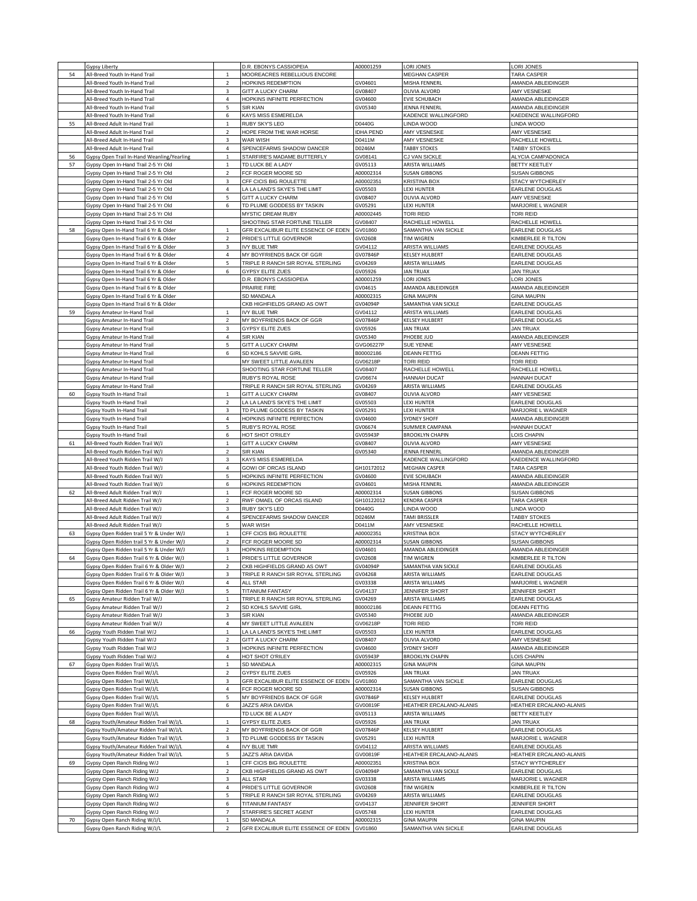| | | | | | | |
|---|---|---|---|---|---|---|
| | Gypsy Liberty | | D.R. EBONYS CASSIOPEIA | A00001259 | LORI JONES | LORI JONES |
| 54 | All-Breed Youth In-Hand Trail | 1 | MOOREACRES REBELLIOUS ENCORE | | MEGHAN CASPER | TARA CASPER |
| | All-Breed Youth In-Hand Trail | 2 | HOPKINS REDEMPTION | GV04601 | MISHA FENNERL | AMANDA ABLEIDINGER |
| | All-Breed Youth In-Hand Trail | 3 | GITT A LUCKY CHARM | GV08407 | OLIVIA ALVORD | AMY VESNESKE |
| | All-Breed Youth In-Hand Trail | 4 | HOPKINS INFINITE PERFECTION | GV04600 | EVIE SCHUBACH | AMANDA ABLEIDINGER |
| | All-Breed Youth In-Hand Trail | 5 | SIR KIAN | GV05340 | JENNA FENNERL | AMANDA ABLEIDINGER |
| | All-Breed Youth In-Hand Trail | 6 | KAYS MISS ESMERELDA | | KADENCE WALLINGFORD | KAEDENCE WALLINGFORD |
| 55 | All-Breed Adult In-Hand Trail | 1 | RUBY SKY'S LEO | D0440G | LINDA WOOD | LINDA WOOD |
| | All-Breed Adult In-Hand Trail | 2 | HOPE FROM THE WAR HORSE | IDHA PEND | AMY VESNESKE | AMY VESNESKE |
| | All-Breed Adult In-Hand Trail | 3 | WAR WISH | D0411M | AMY VESNESKE | RACHELLE HOWELL |
| | All-Breed Adult In-Hand Trail | 4 | SPENCEFARMS SHADOW DANCER | D0246M | TABBY STOKES | TABBY STOKES |
| 56 | Gypsy Open Trail In-Hand Weanling/Yearling | 1 | STARFIRE'S MADAME BUTTERFLY | GV08141 | CJ VAN SICKLE | ALYCIA CAMPADONICA |
| 57 | Gypsy Open In-Hand Trail 2-5 Yr Old | 1 | TD LUCK BE A LADY | GV05113 | ARISTA WILLIAMS | BETTY KEETLEY |
| | Gypsy Open In-Hand Trail 2-5 Yr Old | 2 | FCF ROGER MOORE SD | A00002314 | SUSAN GIBBONS | SUSAN GIBBONS |
| | Gypsy Open In-Hand Trail 2-5 Yr Old | 3 | CFF CICIS BIG ROULETTE | A00002351 | KRISTINA BOX | STACY WYTCHERLEY |
| | Gypsy Open In-Hand Trail 2-5 Yr Old | 4 | LA LA LAND'S SKYE'S THE LIMIT | GV05503 | LEXI HUNTER | EARLENE DOUGLAS |
| | Gypsy Open In-Hand Trail 2-5 Yr Old | 5 | GITT A LUCKY CHARM | GV08407 | OLIVIA ALVORD | AMY VESNESKE |
| | Gypsy Open In-Hand Trail 2-5 Yr Old | 6 | TD PLUME GODDESS BY TASKIN | GV05291 | LEXI HUNTER | MARJORIE L WAGNER |
| | Gypsy Open In-Hand Trail 2-5 Yr Old | | MYSTIC DREAM RUBY | A00002445 | TORI REID | TORI REID |
| | Gypsy Open In-Hand Trail 2-5 Yr Old | | SHOOTING STAR FORTUNE TELLER | GV08407 | RACHELLE HOWELL | RACHELLE HOWELL |
| 58 | Gypsy Open In-Hand Trail 6 Yr & Older | 1 | GFR EXCALIBUR ELITE ESSENCE OF EDEN | GV01860 | SAMANTHA VAN SICKLE | EARLENE DOUGLAS |
| | Gypsy Open In-Hand Trail 6 Yr & Older | 2 | PRIDE'S LITTLE GOVERNOR | GV02608 | TIM WIGREN | KIMBERLEE R TILTON |
| | Gypsy Open In-Hand Trail 6 Yr & Older | 3 | IVY BLUE TMR | GV04112 | ARISTA WILLIAMS | EARLENE DOUGLAS |
| | Gypsy Open In-Hand Trail 6 Yr & Older | 4 | MY BOYFRIENDS BACK OF GGR | GV07846P | KELSEY HULBERT | EARLENE DOUGLAS |
| | Gypsy Open In-Hand Trail 6 Yr & Older | 5 | TRIPLE R RANCH SIR ROYAL STERLING | GV04269 | ARISTA WILLIAMS | EARLENE DOUGLAS |
| | Gypsy Open In-Hand Trail 6 Yr & Older | 6 | GYPSY ELITE ZUES | GV05926 | JAN TRUAX | JAN TRUAX |
| | Gypsy Open In-Hand Trail 6 Yr & Older | | D.R. EBONYS CASSIOPEIA | A00001259 | LORI JONES | LORI JONES |
| | Gypsy Open In-Hand Trail 6 Yr & Older | | PRAIRIE FIRE | GV04615 | AMANDA ABLEIDINGER | AMANDA ABLEIDINGER |
| | Gypsy Open In-Hand Trail 6 Yr & Older | | SD MANDALA | A00002315 | GINA MAUPIN | GINA MAUPIN |
| | Gypsy Open In-Hand Trail 6 Yr & Older | | CKB HIGHFIELDS GRAND AS OWT | GV04094P | SAMANTHA VAN SICKLE | EARLENE DOUGLAS |
| 59 | Gypsy Amateur In-Hand Trail | 1 | IVY BLUE TMR | GV04112 | ARISTA WILLIAMS | EARLENE DOUGLAS |
| | Gypsy Amateur In-Hand Trail | 2 | MY BOYFRIENDS BACK OF GGR | GV07846P | KELSEY HULBERT | EARLENE DOUGLAS |
| | Gypsy Amateur In-Hand Trail | 3 | GYPSY ELITE ZUES | GV05926 | JAN TRUAX | JAN TRUAX |
| | Gypsy Amateur In-Hand Trail | 4 | SIR KIAN | GV05340 | PHOEBE JUD | AMANDA ABLEIDINGER |
| | Gypsy Amateur In-Hand Trail | 5 | GITT A LUCKY CHARM | GVG06227P | SUE YENNE | AMY VESNESKE |
| | Gypsy Amateur In-Hand Trail | 6 | SD KOHLS SAVVIE GIRL | B00002186 | DEANN FETTIG | DEANN FETTIG |
| | Gypsy Amateur In-Hand Trail | | MY SWEET LITTLE AVALEEN | GV06218P | TORI REID | TORI REID |
| | Gypsy Amateur In-Hand Trail | | SHOOTING STAR FORTUNE TELLER | GV08407 | RACHELLE HOWELL | RACHELLE HOWELL |
| | Gypsy Amateur In-Hand Trail | | RUBY'S ROYAL ROSE | GV06674 | HANNAH DUCAT | HANNAH DUCAT |
| | Gypsy Amateur In-Hand Trail | | TRIPLE R RANCH SIR ROYAL STERLING | GV04269 | ARISTA WILLIAMS | EARLENE DOUGLAS |
| 60 | Gypsy Youth In-Hand Trail | 1 | GITT A LUCKY CHARM | GV08407 | OLIVIA ALVORD | AMY VESNESKE |
| | Gypsy Youth In-Hand Trail | 2 | LA LA LAND'S SKYE'S THE LIMIT | GV05503 | LEXI HUNTER | EARLENE DOUGLAS |
| | Gypsy Youth In-Hand Trail | 3 | TD PLUME GODDESS BY TASKIN | GV05291 | LEXI HUNTER | MARJORIE L WAGNER |
| | Gypsy Youth In-Hand Trail | 4 | HOPKINS INFINITE PERFECTION | GV04600 | SYDNEY SHOFF | AMANDA ABLEIDINGER |
| | Gypsy Youth In-Hand Trail | 5 | RUBY'S ROYAL ROSE | GV06674 | SUMMER CAMPANA | HANNAH DUCAT |
| | Gypsy Youth In-Hand Trail | 6 | HOT SHOT O'RILEY | GV05943P | BROOKLYN CHAPIN | LOIS CHAPIN |
| 61 | All-Breed Youth Ridden Trail W/J | 1 | GITT A LUCKY CHARM | GV08407 | OLIVIA ALVORD | AMY VESNESKE |
| | All-Breed Youth Ridden Trail W/J | 2 | SIR KIAN | GV05340 | JENNA FENNERL | AMANDA ABLEIDINGER |
| | All-Breed Youth Ridden Trail W/J | 3 | KAYS MISS ESMERELDA | | KADENCE WALLINGFORD | KAEDENCE WALLINGFORD |
| | All-Breed Youth Ridden Trail W/J | 4 | GOWI OF ORCAS ISLAND | GH10172012 | MEGHAN CASPER | TARA CASPER |
| | All-Breed Youth Ridden Trail W/J | 5 | HOPKINS INFINITE PERFECTION | GV04600 | EVIE SCHUBACH | AMANDA ABLEIDINGER |
| | All-Breed Youth Ridden Trail W/J | 6 | HOPKINS REDEMPTION | GV04601 | MISHA FENNERL | AMANDA ABLEIDINGER |
| 62 | All-Breed Adult Ridden Trail W/J | 1 | FCF ROGER MOORE SD | A00002314 | SUSAN GIBBONS | SUSAN GIBBONS |
| | All-Breed Adult Ridden Trail W/J | 2 | RWF OMAEL OF ORCAS ISLAND | GH10122012 | KENDRA CASPER | TARA CASPER |
| | All-Breed Adult Ridden Trail W/J | 3 | RUBY SKY'S LEO | D0440G | LINDA WOOD | LINDA WOOD |
| | All-Breed Adult Ridden Trail W/J | 4 | SPENCEFARMS SHADOW DANCER | D0246M | TAMI BRISSLER | TABBY STOKES |
| | All-Breed Adult Ridden Trail W/J | 5 | WAR WISH | D0411M | AMY VESNESKE | RACHELLE HOWELL |
| 63 | Gypsy Open Ridden trail 5 Yr & Under W/J | 1 | CFF CICIS BIG ROULETTE | A00002351 | KRISTINA BOX | STACY WYTCHERLEY |
| | Gypsy Open Ridden trail 5 Yr & Under W/J | 2 | FCF ROGER MOORE SD | A00002314 | SUSAN GIBBONS | SUSAN GIBBONS |
| | Gypsy Open Ridden trail 5 Yr & Under W/J | 3 | HOPKINS REDEMPTION | GV04601 | AMANDA ABLEIDINGER | AMANDA ABLEIDINGER |
| 64 | Gypsy Open Ridden Trail 6 Yr & Older W/J | 1 | PRIDE'S LITTLE GOVERNOR | GV02608 | TIM WIGREN | KIMBERLEE R TILTON |
| | Gypsy Open Ridden Trail 6 Yr & Older W/J | 2 | CKB HIGHFIELDS GRAND AS OWT | GV04094P | SAMANTHA VAN SICKLE | EARLENE DOUGLAS |
| | Gypsy Open Ridden Trail 6 Yr & Older W/J | 3 | TRIPLE R RANCH SIR ROYAL STERLING | GV04268 | ARISTA WILLIAMS | EARLENE DOUGLAS |
| | Gypsy Open Ridden Trail 6 Yr & Older W/J | 4 | ALL STAR | GV03338 | ARISTA WILLIAMS | MARJORIE L WAGNER |
| | Gypsy Open Ridden Trail 6 Yr & Older W/J | 5 | TITANIUM FANTASY | GV04137 | JENNIFER SHORT | JENNIFER SHORT |
| 65 | Gypsy Amateur Ridden Trail W/J | 1 | TRIPLE R RANCH SIR ROYAL STERLING | GV04269 | ARISTA WILLIAMS | EARLENE DOUGLAS |
| | Gypsy Amateur Ridden Trail W/J | 2 | SD KOHLS SAVVIE GIRL | B00002186 | DEANN FETTIG | DEANN FETTIG |
| | Gypsy Amateur Ridden Trail W/J | 3 | SIR KIAN | GV05340 | PHOEBE JUD | AMANDA ABLEIDINGER |
| | Gypsy Amateur Ridden Trail W/J | 4 | MY SWEET LITTLE AVALEEN | GV06218P | TORI REID | TORI REID |
| 66 | Gypsy Youth Ridden Trail W/J | 1 | LA LA LAND'S SKYE'S THE LIMIT | GV05503 | LEXI HUNTER | EARLENE DOUGLAS |
| | Gypsy Youth Ridden Trail W/J | 2 | GITT A LUCKY CHARM | GV08407 | OLIVIA ALVORD | AMY VESNESKE |
| | Gypsy Youth Ridden Trail W/J | 3 | HOPKINS INFINITE PERFECTION | GV04600 | SYDNEY SHOFF | AMANDA ABLEIDINGER |
| | Gypsy Youth Ridden Trail W/J | 4 | HOT SHOT O'RILEY | GV05943P | BROOKLYN CHAPIN | LOIS CHAPIN |
| 67 | Gypsy Open Ridden Trail W/J/L | 1 | SD MANDALA | A00002315 | GINA MAUPIN | GINA MAUPIN |
| | Gypsy Open Ridden Trail W/J/L | 2 | GYPSY ELITE ZUES | GV05926 | JAN TRUAX | JAN TRUAX |
| | Gypsy Open Ridden Trail W/J/L | 3 | GFR EXCALIBUR ELITE ESSENCE OF EDEN | GV01860 | SAMANTHA VAN SICKLE | EARLENE DOUGLAS |
| | Gypsy Open Ridden Trail W/J/L | 4 | FCF ROGER MOORE SD | A00002314 | SUSAN GIBBONS | SUSAN GIBBONS |
| | Gypsy Open Ridden Trail W/J/L | 5 | MY BOYFRIENDS BACK OF GGR | GV07846P | KELSEY HULBERT | EARLENE DOUGLAS |
| | Gypsy Open Ridden Trail W/J/L | 6 | JAZZ'S ARIA DAVIDA | GV00819F | HEATHER ERCALANO-ALANIS | HEATHER ERCALANO-ALANIS |
| | Gypsy Open Ridden Trail W/J/L | | TD LUCK BE A LADY | GV05113 | ARISTA WILLIAMS | BETTY KEETLEY |
| 68 | Gypsy Youth/Amateur Ridden Trail W/J/L | 1 | GYPSY ELITE ZUES | GV05926 | JAN TRUAX | JAN TRUAX |
| | Gypsy Youth/Amateur Ridden Trail W/J/L | 2 | MY BOYFRIENDS BACK OF GGR | GV07846P | KELSEY HULBERT | EARLENE DOUGLAS |
| | Gypsy Youth/Amateur Ridden Trail W/J/L | 3 | TD PLUME GODDESS BY TASKIN | GV05291 | LEXI HUNTER | MARJORIE L WAGNER |
| | Gypsy Youth/Amateur Ridden Trail W/J/L | 4 | IVY BLUE TMR | GV04112 | ARISTA WILLIAMS | EARLENE DOUGLAS |
| | Gypsy Youth/Amateur Ridden Trail W/J/L | 5 | JAZZ'S ARIA DAVIDA | GV00819F | HEATHER ERCALANO-ALANIS | HEATHER ERCALANO-ALANIS |
| 69 | Gypsy Open Ranch Riding W/J | 1 | CFF CICIS BIG ROULETTE | A00002351 | KRISTINA BOX | STACY WYTCHERLEY |
| | Gypsy Open Ranch Riding W/J | 2 | CKB HIGHFIELDS GRAND AS OWT | GV04094P | SAMANTHA VAN SICKLE | EARLENE DOUGLAS |
| | Gypsy Open Ranch Riding W/J | 3 | ALL STAR | GV03338 | ARISTA WILLIAMS | MARJORIE L WAGNER |
| | Gypsy Open Ranch Riding W/J | 4 | PRIDE'S LITTLE GOVERNOR | GV02608 | TIM WIGREN | KIMBERLEE R TILTON |
| | Gypsy Open Ranch Riding W/J | 5 | TRIPLE R RANCH SIR ROYAL STERLING | GV04269 | ARISTA WILLIAMS | EARLENE DOUGLAS |
| | Gypsy Open Ranch Riding W/J | 6 | TITANIUM FANTASY | GV04137 | JENNIFER SHORT | JENNIFER SHORT |
| | Gypsy Open Ranch Riding W/J | 7 | STARFIRE'S SECRET AGENT | GV05748 | LEXI HUNTER | EARLENE DOUGLAS |
| 70 | Gypsy Open Ranch Riding W/J/L | 1 | SD MANDALA | A00002315 | GINA MAUPIN | GINA MAUPIN |
| | Gypsy Open Ranch Riding W/J/L | 2 | GFR EXCALIBUR ELITE ESSENCE OF EDEN | GV01860 | SAMANTHA VAN SICKLE | EARLENE DOUGLAS |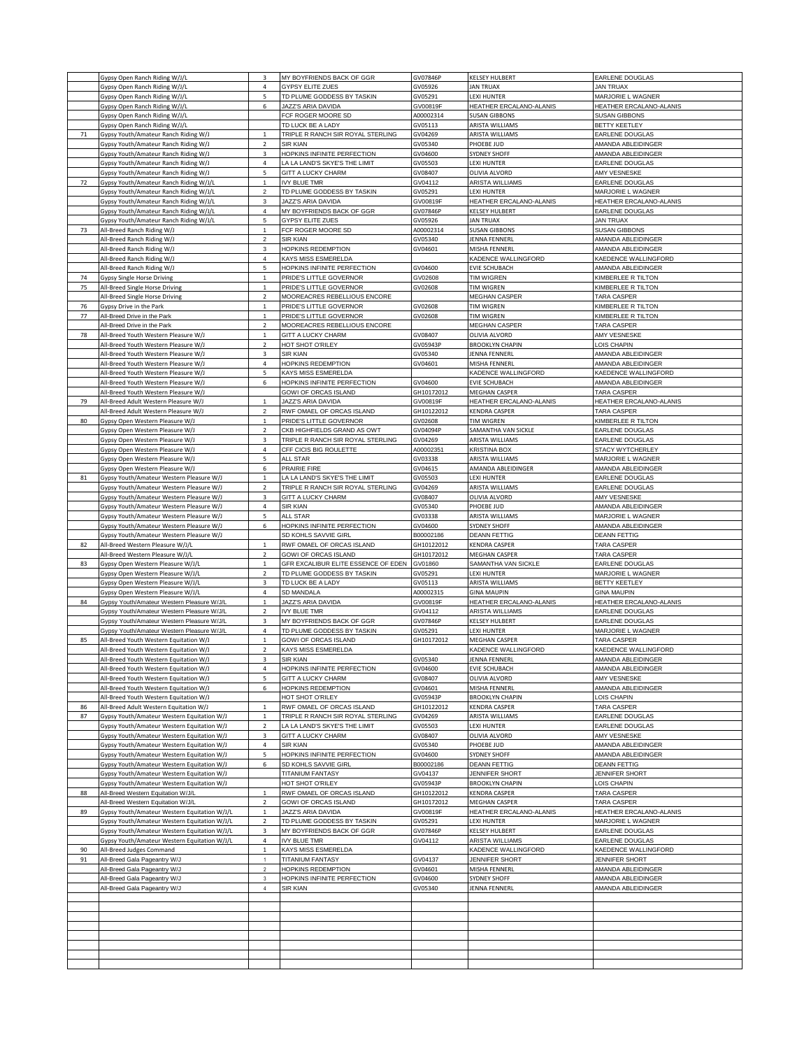|  |  |  |  |  |  |  |
|---|---|---|---|---|---|---|
|  | Gypsy Open Ranch Riding W/J/L | 3 | MY BOYFRIENDS BACK OF GGR | GV07846P | KELSEY HULBERT | EARLENE DOUGLAS |
|  | Gypsy Open Ranch Riding W/J/L | 4 | GYPSY ELITE ZUES | GV05926 | JAN TRUAX | JAN TRUAX |
|  | Gypsy Open Ranch Riding W/J/L | 5 | TD PLUME GODDESS BY TASKIN | GV05291 | LEXI HUNTER | MARJORIE L WAGNER |
|  | Gypsy Open Ranch Riding W/J/L | 6 | JAZZ'S ARIA DAVIDA | GV00819F | HEATHER ERCALANO-ALANIS | HEATHER ERCALANO-ALANIS |
|  | Gypsy Open Ranch Riding W/J/L |  | FCF ROGER MOORE SD | A00002314 | SUSAN GIBBONS | SUSAN GIBBONS |
|  | Gypsy Open Ranch Riding W/J/L |  | TD LUCK BE A LADY | GV05113 | ARISTA WILLIAMS | BETTY KEETLEY |
| 71 | Gypsy Youth/Amateur Ranch Riding W/J | 1 | TRIPLE R RANCH SIR ROYAL STERLING | GV04269 | ARISTA WILLIAMS | EARLENE DOUGLAS |
|  | Gypsy Youth/Amateur Ranch Riding W/J | 2 | SIR KIAN | GV05340 | PHOEBE JUD | AMANDA ABLEIDINGER |
|  | Gypsy Youth/Amateur Ranch Riding W/J | 3 | HOPKINS INFINITE PERFECTION | GV04600 | SYDNEY SHOFF | AMANDA ABLEIDINGER |
|  | Gypsy Youth/Amateur Ranch Riding W/J | 4 | LA LA LAND'S SKYE'S THE LIMIT | GV05503 | LEXI HUNTER | EARLENE DOUGLAS |
|  | Gypsy Youth/Amateur Ranch Riding W/J | 5 | GITT A LUCKY CHARM | GV08407 | OLIVIA ALVORD | AMY VESNESKE |
| 72 | Gypsy Youth/Amateur Ranch Riding W/J/L | 1 | IVY BLUE TMR | GV04112 | ARISTA WILLIAMS | EARLENE DOUGLAS |
|  | Gypsy Youth/Amateur Ranch Riding W/J/L | 2 | TD PLUME GODDESS BY TASKIN | GV05291 | LEXI HUNTER | MARJORIE L WAGNER |
|  | Gypsy Youth/Amateur Ranch Riding W/J/L | 3 | JAZZ'S ARIA DAVIDA | GV00819F | HEATHER ERCALANO-ALANIS | HEATHER ERCALANO-ALANIS |
|  | Gypsy Youth/Amateur Ranch Riding W/J/L | 4 | MY BOYFRIENDS BACK OF GGR | GV07846P | KELSEY HULBERT | EARLENE DOUGLAS |
|  | Gypsy Youth/Amateur Ranch Riding W/J/L | 5 | GYPSY ELITE ZUES | GV05926 | JAN TRUAX | JAN TRUAX |
| 73 | All-Breed Ranch Riding W/J | 1 | FCF ROGER MOORE SD | A00002314 | SUSAN GIBBONS | SUSAN GIBBONS |
|  | All-Breed Ranch Riding W/J | 2 | SIR KIAN | GV05340 | JENNA FENNERL | AMANDA ABLEIDINGER |
|  | All-Breed Ranch Riding W/J | 3 | HOPKINS REDEMPTION | GV04601 | MISHA FENNERL | AMANDA ABLEIDINGER |
|  | All-Breed Ranch Riding W/J | 4 | KAYS MISS ESMERELDA |  | KAEDENCE WALLINGFORD | KAEDENCE WALLINGFORD |
|  | All-Breed Ranch Riding W/J | 5 | HOPKINS INFINITE PERFECTION | GV04600 | EVIE SCHUBACH | AMANDA ABLEIDINGER |
| 74 | Gypsy Single Horse Driving | 1 | PRIDE'S LITTLE GOVERNOR | GV02608 | TIM WIGREN | KIMBERLEE R TILTON |
| 75 | All-Breed Single Horse Driving | 1 | PRIDE'S LITTLE GOVERNOR | GV02608 | TIM WIGREN | KIMBERLEE R TILTON |
|  | All-Breed Single Horse Driving | 2 | MOOREACRES REBELLIOUS ENCORE |  | MEGHAN CASPER | TARA CASPER |
| 76 | Gypsy Drive in the Park | 1 | PRIDE'S LITTLE GOVERNOR | GV02608 | TIM WIGREN | KIMBERLEE R TILTON |
| 77 | All-Breed Drive in the Park | 1 | PRIDE'S LITTLE GOVERNOR | GV02608 | TIM WIGREN | KIMBERLEE R TILTON |
|  | All-Breed Drive in the Park | 2 | MOOREACRES REBELLIOUS ENCORE |  | MEGHAN CASPER | TARA CASPER |
| 78 | All-Breed Youth Western Pleasure W/J | 1 | GITT A LUCKY CHARM | GV08407 | OLIVIA ALVORD | AMY VESNESKE |
|  | All-Breed Youth Western Pleasure W/J | 2 | HOT SHOT O'RILEY | GV05943P | BROOKLYN CHAPIN | LOIS CHAPIN |
|  | All-Breed Youth Western Pleasure W/J | 3 | SIR KIAN | GV05340 | JENNA FENNERL | AMANDA ABLEIDINGER |
|  | All-Breed Youth Western Pleasure W/J | 4 | HOPKINS REDEMPTION | GV04601 | MISHA FENNERL | AMANDA ABLEIDINGER |
|  | All-Breed Youth Western Pleasure W/J | 5 | KAYS MISS ESMERELDA |  | KAEDENCE WALLINGFORD | KAEDENCE WALLINGFORD |
|  | All-Breed Youth Western Pleasure W/J | 6 | HOPKINS INFINITE PERFECTION | GV04600 | EVIE SCHUBACH | AMANDA ABLEIDINGER |
|  | All-Breed Youth Western Pleasure W/J |  | GOWI OF ORCAS ISLAND | GH10172012 | MEGHAN CASPER | TARA CASPER |
| 79 | All-Breed Adult Western Pleasure W/J | 1 | JAZZ'S ARIA DAVIDA | GV00819F | HEATHER ERCALANO-ALANIS | HEATHER ERCALANO-ALANIS |
|  | All-Breed Adult Western Pleasure W/J | 2 | RWF OMAEL OF ORCAS ISLAND | GH10122012 | KENDRA CASPER | TARA CASPER |
| 80 | Gypsy Open Western Pleasure W/J | 1 | PRIDE'S LITTLE GOVERNOR | GV02608 | TIM WIGREN | KIMBERLEE R TILTON |
|  | Gypsy Open Western Pleasure W/J | 2 | CKB HIGHFIELDS GRAND AS OWT | GV04094P | SAMANTHA VAN SICKLE | EARLENE DOUGLAS |
|  | Gypsy Open Western Pleasure W/J | 3 | TRIPLE R RANCH SIR ROYAL STERLING | GV04269 | ARISTA WILLIAMS | EARLENE DOUGLAS |
|  | Gypsy Open Western Pleasure W/J | 4 | CFF CICIS BIG ROULETTE | A00002351 | KRISTINA BOX | STACY WYTCHERLEY |
|  | Gypsy Open Western Pleasure W/J | 5 | ALL STAR | GV03338 | ARISTA WILLIAMS | MARJORIE L WAGNER |
|  | Gypsy Open Western Pleasure W/J | 6 | PRAIRIE FIRE | GV04615 | AMANDA ABLEIDINGER | AMANDA ABLEIDINGER |
| 81 | Gypsy Youth/Amateur Western Pleasure W/J | 1 | LA LA LAND'S SKYE'S THE LIMIT | GV05503 | LEXI HUNTER | EARLENE DOUGLAS |
|  | Gypsy Youth/Amateur Western Pleasure W/J | 2 | TRIPLE R RANCH SIR ROYAL STERLING | GV04269 | ARISTA WILLIAMS | EARLENE DOUGLAS |
|  | Gypsy Youth/Amateur Western Pleasure W/J | 3 | GITT A LUCKY CHARM | GV08407 | OLIVIA ALVORD | AMY VESNESKE |
|  | Gypsy Youth/Amateur Western Pleasure W/J | 4 | SIR KIAN | GV05340 | PHOEBE JUD | AMANDA ABLEIDINGER |
|  | Gypsy Youth/Amateur Western Pleasure W/J | 5 | ALL STAR | GV03338 | ARISTA WILLIAMS | MARJORIE L WAGNER |
|  | Gypsy Youth/Amateur Western Pleasure W/J | 6 | HOPKINS INFINITE PERFECTION | GV04600 | SYDNEY SHOFF | AMANDA ABLEIDINGER |
|  | Gypsy Youth/Amateur Western Pleasure W/J |  | SD KOHLS SAVVIE GIRL | B00002186 | DEANN FETTIG | DEANN FETTIG |
| 82 | All-Breed Western Pleasure W/J/L | 1 | RWF OMAEL OF ORCAS ISLAND | GH10122012 | KENDRA CASPER | TARA CASPER |
|  | All-Breed Western Pleasure W/J/L | 2 | GOWI OF ORCAS ISLAND | GH10172012 | MEGHAN CASPER | TARA CASPER |
| 83 | Gypsy Open Western Pleasure W/J/L | 1 | GFR EXCALIBUR ELITE ESSENCE OF EDEN | GV01860 | SAMANTHA VAN SICKLE | EARLENE DOUGLAS |
|  | Gypsy Open Western Pleasure W/J/L | 2 | TD PLUME GODDESS BY TASKIN | GV05291 | LEXI HUNTER | MARJORIE L WAGNER |
|  | Gypsy Open Western Pleasure W/J/L | 3 | TD LUCK BE A LADY | GV05113 | ARISTA WILLIAMS | BETTY KEETLEY |
|  | Gypsy Open Western Pleasure W/J/L | 4 | SD MANDALA | A00002315 | GINA MAUPIN | GINA MAUPIN |
| 84 | Gypsy Youth/Amateur Western Pleasure W/J/L | 1 | JAZZ'S ARIA DAVIDA | GV00819F | HEATHER ERCALANO-ALANIS | HEATHER ERCALANO-ALANIS |
|  | Gypsy Youth/Amateur Western Pleasure W/J/L | 2 | IVY BLUE TMR | GV04112 | ARISTA WILLIAMS | EARLENE DOUGLAS |
|  | Gypsy Youth/Amateur Western Pleasure W/J/L | 3 | MY BOYFRIENDS BACK OF GGR | GV07846P | KELSEY HULBERT | EARLENE DOUGLAS |
|  | Gypsy Youth/Amateur Western Pleasure W/J/L | 4 | TD PLUME GODDESS BY TASKIN | GV05291 | LEXI HUNTER | MARJORIE L WAGNER |
| 85 | All-Breed Youth Western Equitation W/J | 1 | GOWI OF ORCAS ISLAND | GH10172012 | MEGHAN CASPER | TARA CASPER |
|  | All-Breed Youth Western Equitation W/J | 2 | KAYS MISS ESMERELDA |  | KAEDENCE WALLINGFORD | KAEDENCE WALLINGFORD |
|  | All-Breed Youth Western Equitation W/J | 3 | SIR KIAN | GV05340 | JENNA FENNERL | AMANDA ABLEIDINGER |
|  | All-Breed Youth Western Equitation W/J | 4 | HOPKINS INFINITE PERFECTION | GV04600 | EVIE SCHUBACH | AMANDA ABLEIDINGER |
|  | All-Breed Youth Western Equitation W/J | 5 | GITT A LUCKY CHARM | GV08407 | OLIVIA ALVORD | AMY VESNESKE |
|  | All-Breed Youth Western Equitation W/J | 6 | HOPKINS REDEMPTION | GV04601 | MISHA FENNERL | AMANDA ABLEIDINGER |
|  | All-Breed Youth Western Equitation W/J |  | HOT SHOT O'RILEY | GV05943P | BROOKLYN CHAPIN | LOIS CHAPIN |
| 86 | All-Breed Adult Western Equitation W/J | 1 | RWF OMAEL OF ORCAS ISLAND | GH10122012 | KENDRA CASPER | TARA CASPER |
| 87 | Gypsy Youth/Amateur Western Equitation W/J | 1 | TRIPLE R RANCH SIR ROYAL STERLING | GV04269 | ARISTA WILLIAMS | EARLENE DOUGLAS |
|  | Gypsy Youth/Amateur Western Equitation W/J | 2 | LA LA LAND'S SKYE'S THE LIMIT | GV05503 | LEXI HUNTER | EARLENE DOUGLAS |
|  | Gypsy Youth/Amateur Western Equitation W/J | 3 | GITT A LUCKY CHARM | GV08407 | OLIVIA ALVORD | AMY VESNESKE |
|  | Gypsy Youth/Amateur Western Equitation W/J | 4 | SIR KIAN | GV05340 | PHOEBE JUD | AMANDA ABLEIDINGER |
|  | Gypsy Youth/Amateur Western Equitation W/J | 5 | HOPKINS INFINITE PERFECTION | GV04600 | SYDNEY SHOFF | AMANDA ABLEIDINGER |
|  | Gypsy Youth/Amateur Western Equitation W/J | 6 | SD KOHLS SAVVIE GIRL | B00002186 | DEANN FETTIG | DEANN FETTIG |
|  | Gypsy Youth/Amateur Western Equitation W/J |  | TITANIUM FANTASY | GV04137 | JENNIFER SHORT | JENNIFER SHORT |
|  | Gypsy Youth/Amateur Western Equitation W/J |  | HOT SHOT O'RILEY | GV05943P | BROOKLYN CHAPIN | LOIS CHAPIN |
| 88 | All-Breed Western Equitation W/J/L | 1 | RWF OMAEL OF ORCAS ISLAND | GH10122012 | KENDRA CASPER | TARA CASPER |
|  | All-Breed Western Equitation W/J/L | 2 | GOWI OF ORCAS ISLAND | GH10172012 | MEGHAN CASPER | TARA CASPER |
| 89 | Gypsy Youth/Amateur Western Equitation W/J/L | 1 | JAZZ'S ARIA DAVIDA | GV00819F | HEATHER ERCALANO-ALANIS | HEATHER ERCALANO-ALANIS |
|  | Gypsy Youth/Amateur Western Equitation W/J/L | 2 | TD PLUME GODDESS BY TASKIN | GV05291 | LEXI HUNTER | MARJORIE L WAGNER |
|  | Gypsy Youth/Amateur Western Equitation W/J/L | 3 | MY BOYFRIENDS BACK OF GGR | GV07846P | KELSEY HULBERT | EARLENE DOUGLAS |
|  | Gypsy Youth/Amateur Western Equitation W/J/L | 4 | IVY BLUE TMR | GV04112 | ARISTA WILLIAMS | EARLENE DOUGLAS |
| 90 | All-Breed Judges Command | 1 | KAYS MISS ESMERELDA |  | KAEDENCE WALLINGFORD | KAEDENCE WALLINGFORD |
| 91 | All-Breed Gala Pageantry W/J | 1 | TITANIUM FANTASY | GV04137 | JENNIFER SHORT | JENNIFER SHORT |
|  | All-Breed Gala Pageantry W/J | 2 | HOPKINS REDEMPTION | GV04601 | MISHA FENNERL | AMANDA ABLEIDINGER |
|  | All-Breed Gala Pageantry W/J | 3 | HOPKINS INFINITE PERFECTION | GV04600 | SYDNEY SHOFF | AMANDA ABLEIDINGER |
|  | All-Breed Gala Pageantry W/J | 4 | SIR KIAN | GV05340 | JENNA FENNERL | AMANDA ABLEIDINGER |